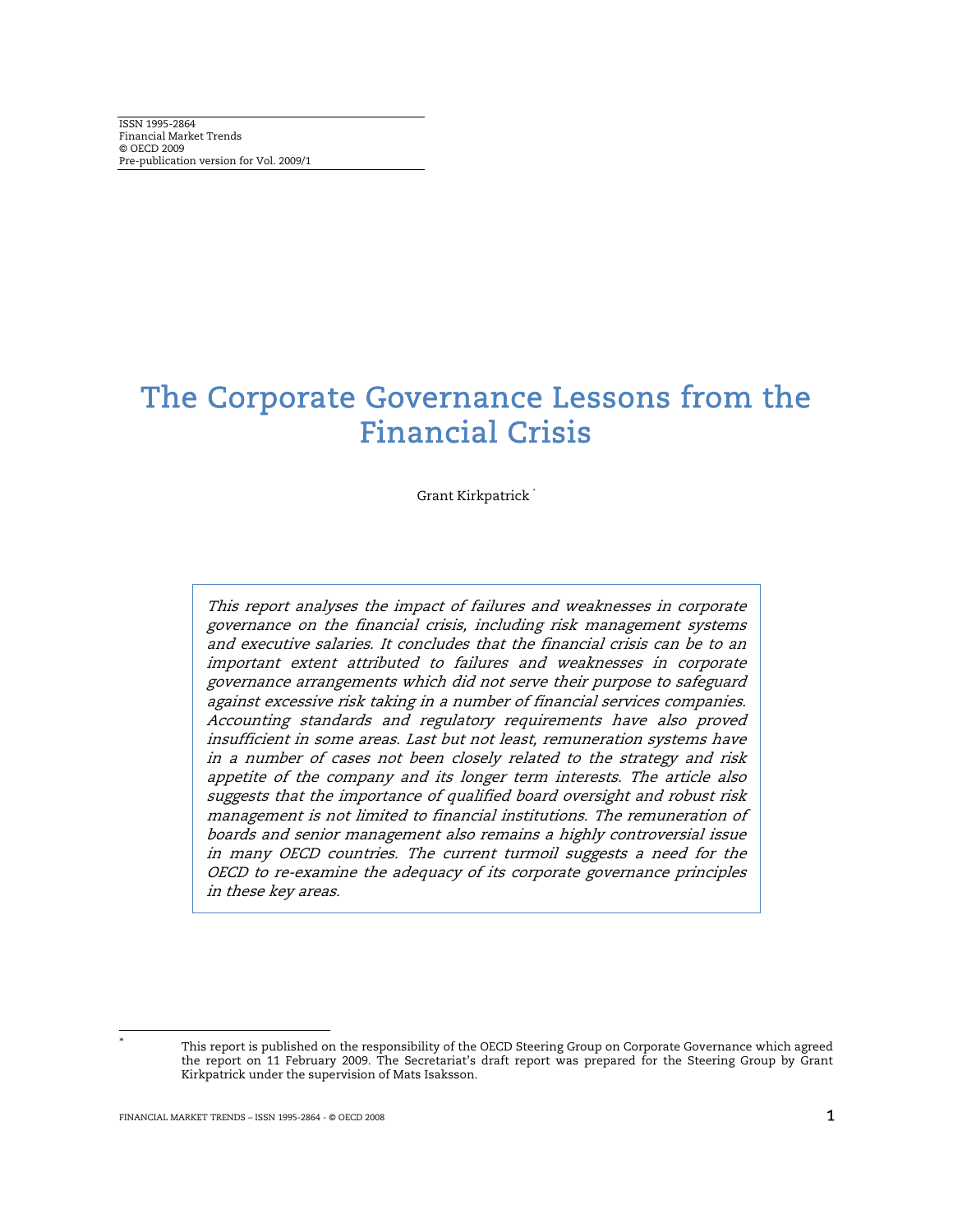ISSN 1995-2864
Financial Market Trends
© OECD 2009
Pre-publication version for Vol. 2009/1

# The Corporate Governance Lessons from the Financial Crisis

Grant Kirkpatrick [*]

*This report analyses the impact of failures and weaknesses in corporate governance on the financial crisis, including risk management systems and executive salaries. It concludes that the financial crisis can be to an important extent attributed to failures and weaknesses in corporate governance arrangements which did not serve their purpose to safeguard against excessive risk taking in a number of financial services companies. Accounting standards and regulatory requirements have also proved insufficient in some areas. Last but not least, remuneration systems have in a number of cases not been closely related to the strategy and risk appetite of the company and its longer term interests. The article also suggests that the importance of qualified board oversight and robust risk management is not limited to financial institutions. The remuneration of boards and senior management also remains a highly controversial issue in many OECD countries. The current turmoil suggests a need for the OECD to re-examine the adequacy of its corporate governance principles in these key areas.*

---

[*] This report is published on the responsibility of the OECD Steering Group on Corporate Governance which agreed the report on 11 February 2009. The Secretariat's draft report was prepared for the Steering Group by Grant Kirkpatrick under the supervision of Mats Isaksson.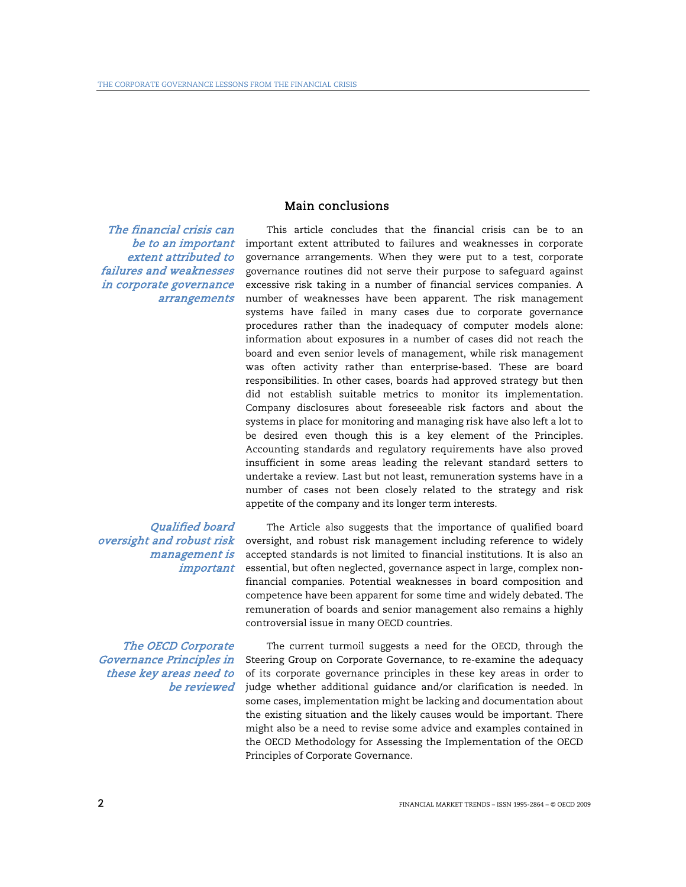## Main conclusions

*The financial crisis can be to an important extent attributed to failures and weaknesses in corporate governance arrangements*

This article concludes that the financial crisis can be to an important extent attributed to failures and weaknesses in corporate governance arrangements. When they were put to a test, corporate governance routines did not serve their purpose to safeguard against excessive risk taking in a number of financial services companies. A number of weaknesses have been apparent. The risk management systems have failed in many cases due to corporate governance procedures rather than the inadequacy of computer models alone: information about exposures in a number of cases did not reach the board and even senior levels of management, while risk management was often activity rather than enterprise-based. These are board responsibilities. In other cases, boards had approved strategy but then did not establish suitable metrics to monitor its implementation. Company disclosures about foreseeable risk factors and about the systems in place for monitoring and managing risk have also left a lot to be desired even though this is a key element of the Principles. Accounting standards and regulatory requirements have also proved insufficient in some areas leading the relevant standard setters to undertake a review. Last but not least, remuneration systems have in a number of cases not been closely related to the strategy and risk appetite of the company and its longer term interests.

*Qualified board oversight and robust risk management is important*

The Article also suggests that the importance of qualified board oversight, and robust risk management including reference to widely accepted standards is not limited to financial institutions. It is also an essential, but often neglected, governance aspect in large, complex non-financial companies. Potential weaknesses in board composition and competence have been apparent for some time and widely debated. The remuneration of boards and senior management also remains a highly controversial issue in many OECD countries.

*The OECD Corporate Governance Principles in these key areas need to be reviewed*

The current turmoil suggests a need for the OECD, through the Steering Group on Corporate Governance, to re-examine the adequacy of its corporate governance principles in these key areas in order to judge whether additional guidance and/or clarification is needed. In some cases, implementation might be lacking and documentation about the existing situation and the likely causes would be important. There might also be a need to revise some advice and examples contained in the OECD Methodology for Assessing the Implementation of the OECD Principles of Corporate Governance.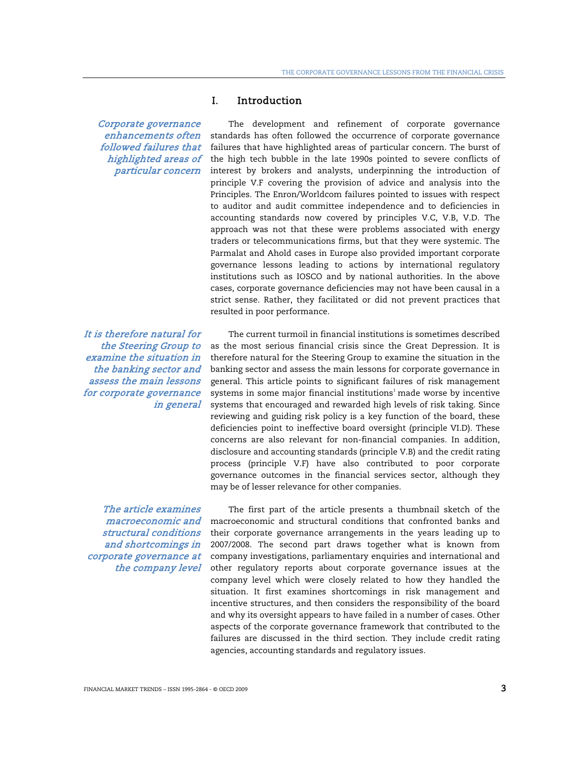## I. Introduction

*Corporate governance enhancements often followed failures that highlighted areas of particular concern*

The development and refinement of corporate governance standards has often followed the occurrence of corporate governance failures that have highlighted areas of particular concern. The burst of the high tech bubble in the late 1990s pointed to severe conflicts of interest by brokers and analysts, underpinning the introduction of principle V.F covering the provision of advice and analysis into the Principles. The Enron/Worldcom failures pointed to issues with respect to auditor and audit committee independence and to deficiencies in accounting standards now covered by principles V.C, V.B, V.D. The approach was not that these were problems associated with energy traders or telecommunications firms, but that they were systemic. The Parmalat and Ahold cases in Europe also provided important corporate governance lessons leading to actions by international regulatory institutions such as IOSCO and by national authorities. In the above cases, corporate governance deficiencies may not have been causal in a strict sense. Rather, they facilitated or did not prevent practices that resulted in poor performance.

*It is therefore natural for the Steering Group to examine the situation in the banking sector and assess the main lessons for corporate governance in general*

The current turmoil in financial institutions is sometimes described as the most serious financial crisis since the Great Depression. It is therefore natural for the Steering Group to examine the situation in the banking sector and assess the main lessons for corporate governance in general. This article points to significant failures of risk management systems in some major financial institutions[1] made worse by incentive systems that encouraged and rewarded high levels of risk taking. Since reviewing and guiding risk policy is a key function of the board, these deficiencies point to ineffective board oversight (principle VI.D). These concerns are also relevant for non-financial companies. In addition, disclosure and accounting standards (principle V.B) and the credit rating process (principle V.F) have also contributed to poor corporate governance outcomes in the financial services sector, although they may be of lesser relevance for other companies.

*The article examines macroeconomic and structural conditions and shortcomings in corporate governance at the company level*

The first part of the article presents a thumbnail sketch of the macroeconomic and structural conditions that confronted banks and their corporate governance arrangements in the years leading up to 2007/2008. The second part draws together what is known from company investigations, parliamentary enquiries and international and other regulatory reports about corporate governance issues at the company level which were closely related to how they handled the situation. It first examines shortcomings in risk management and incentive structures, and then considers the responsibility of the board and why its oversight appears to have failed in a number of cases. Other aspects of the corporate governance framework that contributed to the failures are discussed in the third section. They include credit rating agencies, accounting standards and regulatory issues.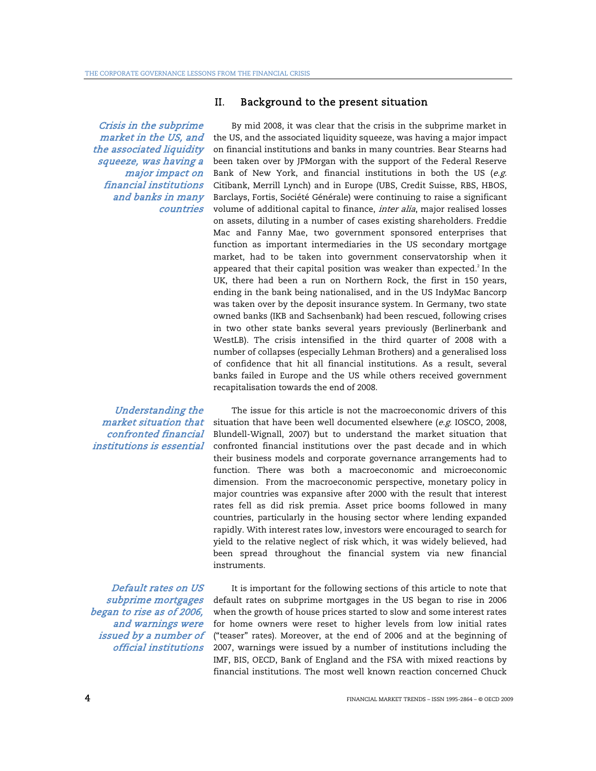## II. Background to the present situation

*Crisis in the subprime market in the US, and the associated liquidity squeeze, was having a major impact on financial institutions and banks in many countries*

By mid 2008, it was clear that the crisis in the subprime market in the US, and the associated liquidity squeeze, was having a major impact on financial institutions and banks in many countries. Bear Stearns had been taken over by JPMorgan with the support of the Federal Reserve Bank of New York, and financial institutions in both the US (*e.g.* Citibank, Merrill Lynch) and in Europe (UBS, Credit Suisse, RBS, HBOS, Barclays, Fortis, Société Générale) were continuing to raise a significant volume of additional capital to finance, *inter alia*, major realised losses on assets, diluting in a number of cases existing shareholders. Freddie Mac and Fanny Mae, two government sponsored enterprises that function as important intermediaries in the US secondary mortgage market, had to be taken into government conservatorship when it appeared that their capital position was weaker than expected.[2] In the UK, there had been a run on Northern Rock, the first in 150 years, ending in the bank being nationalised, and in the US IndyMac Bancorp was taken over by the deposit insurance system. In Germany, two state owned banks (IKB and Sachsenbank) had been rescued, following crises in two other state banks several years previously (Berlinerbank and WestLB). The crisis intensified in the third quarter of 2008 with a number of collapses (especially Lehman Brothers) and a generalised loss of confidence that hit all financial institutions. As a result, several banks failed in Europe and the US while others received government recapitalisation towards the end of 2008.

*Understanding the market situation that confronted financial institutions is essential*

The issue for this article is not the macroeconomic drivers of this situation that have been well documented elsewhere (*e.g.* IOSCO, 2008, Blundell-Wignall, 2007) but to understand the market situation that confronted financial institutions over the past decade and in which their business models and corporate governance arrangements had to function. There was both a macroeconomic and microeconomic dimension. From the macroeconomic perspective, monetary policy in major countries was expansive after 2000 with the result that interest rates fell as did risk premia. Asset price booms followed in many countries, particularly in the housing sector where lending expanded rapidly. With interest rates low, investors were encouraged to search for yield to the relative neglect of risk which, it was widely believed, had been spread throughout the financial system via new financial instruments.

*Default rates on US subprime mortgages began to rise as of 2006, and warnings were issued by a number of official institutions*

It is important for the following sections of this article to note that default rates on subprime mortgages in the US began to rise in 2006 when the growth of house prices started to slow and some interest rates for home owners were reset to higher levels from low initial rates ("teaser" rates). Moreover, at the end of 2006 and at the beginning of 2007, warnings were issued by a number of institutions including the IMF, BIS, OECD, Bank of England and the FSA with mixed reactions by financial institutions. The most well known reaction concerned Chuck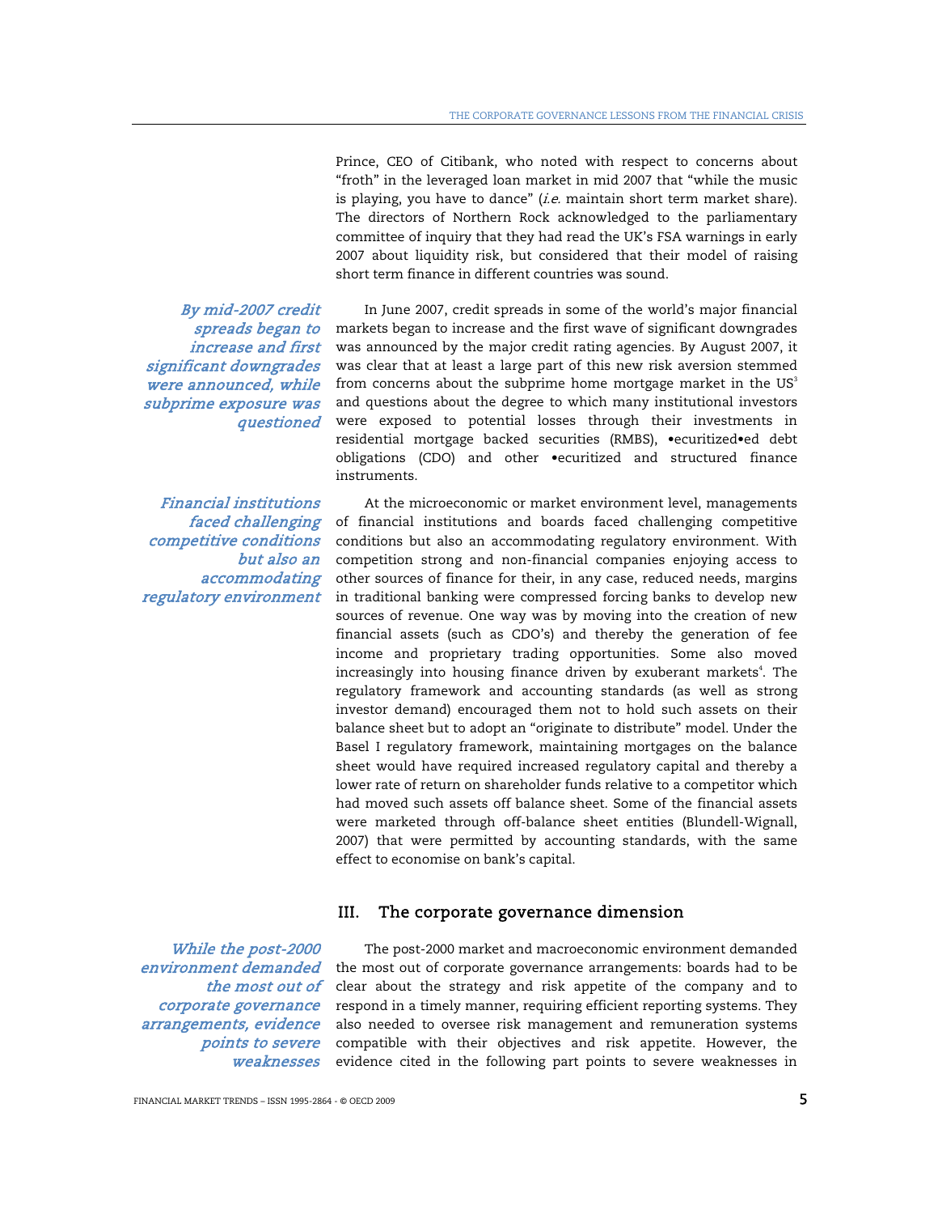Prince, CEO of Citibank, who noted with respect to concerns about "froth" in the leveraged loan market in mid 2007 that "while the music is playing, you have to dance" (*i.e.* maintain short term market share). The directors of Northern Rock acknowledged to the parliamentary committee of inquiry that they had read the UK's FSA warnings in early 2007 about liquidity risk, but considered that their model of raising short term finance in different countries was sound.

*By mid-2007 credit spreads began to increase and first significant downgrades were announced, while subprime exposure was questioned*

In June 2007, credit spreads in some of the world's major financial markets began to increase and the first wave of significant downgrades was announced by the major credit rating agencies. By August 2007, it was clear that at least a large part of this new risk aversion stemmed from concerns about the subprime home mortgage market in the US[3] and questions about the degree to which many institutional investors were exposed to potential losses through their investments in residential mortgage backed securities (RMBS), •ecuritized•ed debt obligations (CDO) and other •ecuritized and structured finance instruments.

*Financial institutions faced challenging competitive conditions but also an accommodating regulatory environment*

At the microeconomic or market environment level, managements of financial institutions and boards faced challenging competitive conditions but also an accommodating regulatory environment. With competition strong and non-financial companies enjoying access to other sources of finance for their, in any case, reduced needs, margins in traditional banking were compressed forcing banks to develop new sources of revenue. One way was by moving into the creation of new financial assets (such as CDO's) and thereby the generation of fee income and proprietary trading opportunities. Some also moved increasingly into housing finance driven by exuberant markets[4]. The regulatory framework and accounting standards (as well as strong investor demand) encouraged them not to hold such assets on their balance sheet but to adopt an "originate to distribute" model. Under the Basel I regulatory framework, maintaining mortgages on the balance sheet would have required increased regulatory capital and thereby a lower rate of return on shareholder funds relative to a competitor which had moved such assets off balance sheet. Some of the financial assets were marketed through off-balance sheet entities (Blundell-Wignall, 2007) that were permitted by accounting standards, with the same effect to economise on bank's capital.

## III. The corporate governance dimension

*While the post-2000 environment demanded the most out of corporate governance arrangements, evidence points to severe weaknesses*

The post-2000 market and macroeconomic environment demanded the most out of corporate governance arrangements: boards had to be clear about the strategy and risk appetite of the company and to respond in a timely manner, requiring efficient reporting systems. They also needed to oversee risk management and remuneration systems compatible with their objectives and risk appetite. However, the evidence cited in the following part points to severe weaknesses in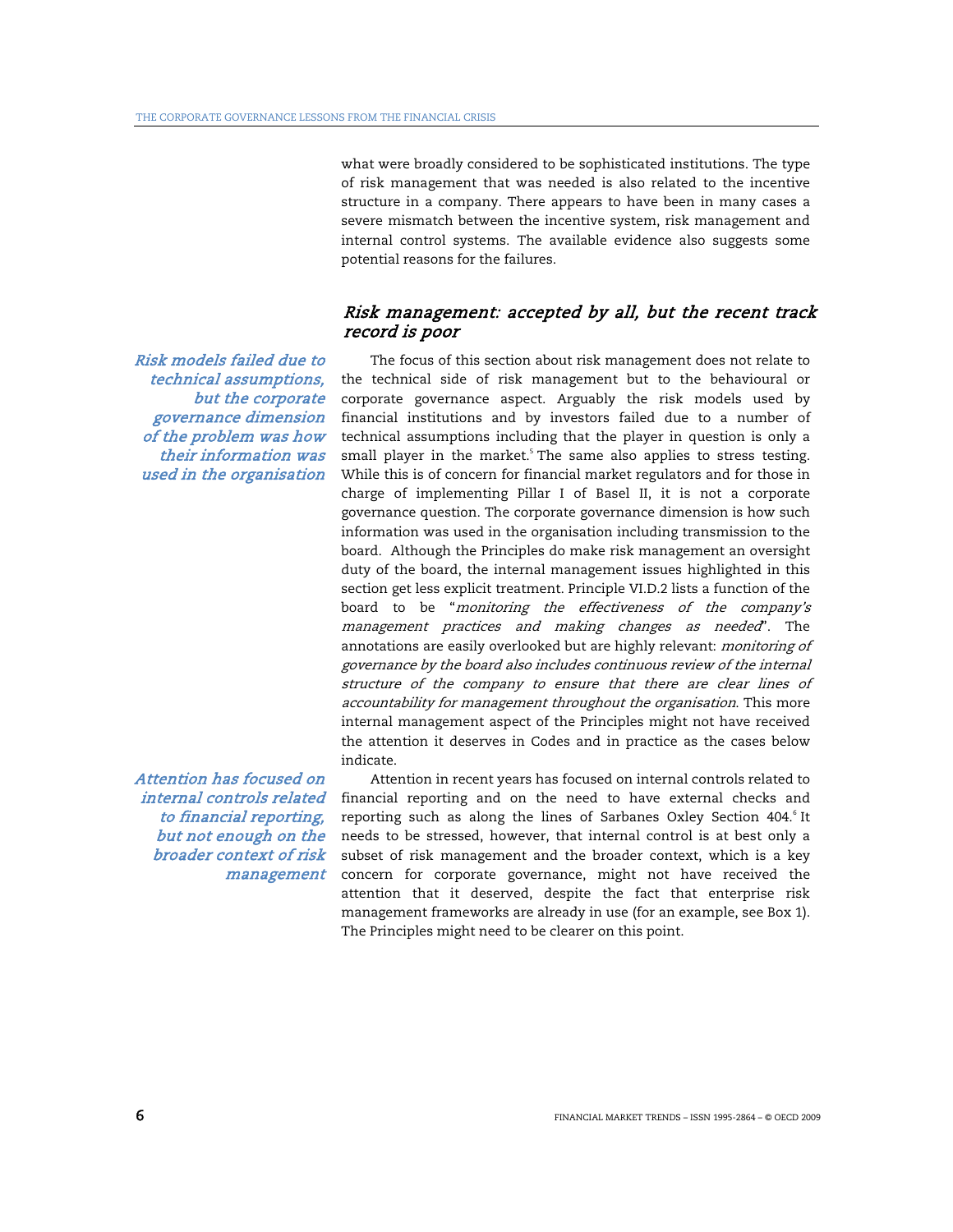what were broadly considered to be sophisticated institutions. The type of risk management that was needed is also related to the incentive structure in a company. There appears to have been in many cases a severe mismatch between the incentive system, risk management and internal control systems. The available evidence also suggests some potential reasons for the failures.

## *Risk management: accepted by all, but the recent track record is poor*

*Risk models failed due to technical assumptions, but the corporate governance dimension of the problem was how their information was used in the organisation*

The focus of this section about risk management does not relate to the technical side of risk management but to the behavioural or corporate governance aspect. Arguably the risk models used by financial institutions and by investors failed due to a number of technical assumptions including that the player in question is only a small player in the market.[5] The same also applies to stress testing. While this is of concern for financial market regulators and for those in charge of implementing Pillar I of Basel II, it is not a corporate governance question. The corporate governance dimension is how such information was used in the organisation including transmission to the board. Although the Principles do make risk management an oversight duty of the board, the internal management issues highlighted in this section get less explicit treatment. Principle VI.D.2 lists a function of the board to be "*monitoring the effectiveness of the company's management practices and making changes as needed*". The annotations are easily overlooked but are highly relevant: *monitoring of governance by the board also includes continuous review of the internal structure of the company to ensure that there are clear lines of accountability for management throughout the organisation*. This more internal management aspect of the Principles might not have received the attention it deserves in Codes and in practice as the cases below indicate.

*Attention has focused on internal controls related to financial reporting, but not enough on the broader context of risk management*

Attention in recent years has focused on internal controls related to financial reporting and on the need to have external checks and reporting such as along the lines of Sarbanes Oxley Section 404.[6] It needs to be stressed, however, that internal control is at best only a subset of risk management and the broader context, which is a key concern for corporate governance, might not have received the attention that it deserved, despite the fact that enterprise risk management frameworks are already in use (for an example, see Box 1). The Principles might need to be clearer on this point.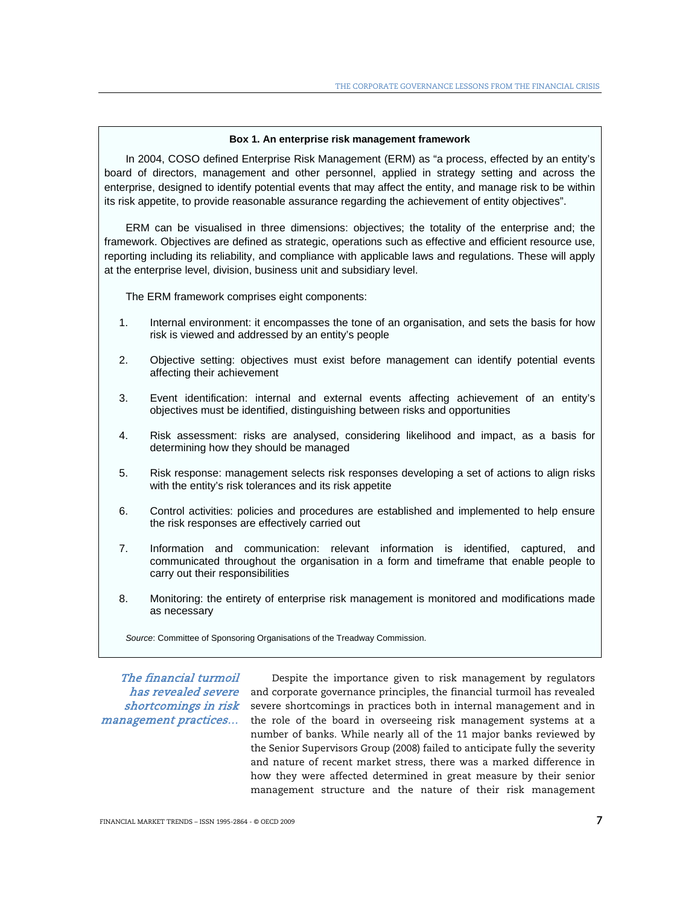**Box 1. An enterprise risk management framework**

In 2004, COSO defined Enterprise Risk Management (ERM) as "a process, effected by an entity's board of directors, management and other personnel, applied in strategy setting and across the enterprise, designed to identify potential events that may affect the entity, and manage risk to be within its risk appetite, to provide reasonable assurance regarding the achievement of entity objectives".

ERM can be visualised in three dimensions: objectives; the totality of the enterprise and; the framework. Objectives are defined as strategic, operations such as effective and efficient resource use, reporting including its reliability, and compliance with applicable laws and regulations. These will apply at the enterprise level, division, business unit and subsidiary level.

The ERM framework comprises eight components:

1. Internal environment: it encompasses the tone of an organisation, and sets the basis for how risk is viewed and addressed by an entity's people
2. Objective setting: objectives must exist before management can identify potential events affecting their achievement
3. Event identification: internal and external events affecting achievement of an entity's objectives must be identified, distinguishing between risks and opportunities
4. Risk assessment: risks are analysed, considering likelihood and impact, as a basis for determining how they should be managed
5. Risk response: management selects risk responses developing a set of actions to align risks with the entity's risk tolerances and its risk appetite
6. Control activities: policies and procedures are established and implemented to help ensure the risk responses are effectively carried out
7. Information and communication: relevant information is identified, captured, and communicated throughout the organisation in a form and timeframe that enable people to carry out their responsibilities
8. Monitoring: the entirety of enterprise risk management is monitored and modifications made as necessary

*Source*: Committee of Sponsoring Organisations of the Treadway Commission.

*The financial turmoil has revealed severe shortcomings in risk management practices…*

Despite the importance given to risk management by regulators and corporate governance principles, the financial turmoil has revealed severe shortcomings in practices both in internal management and in the role of the board in overseeing risk management systems at a number of banks. While nearly all of the 11 major banks reviewed by the Senior Supervisors Group (2008) failed to anticipate fully the severity and nature of recent market stress, there was a marked difference in how they were affected determined in great measure by their senior management structure and the nature of their risk management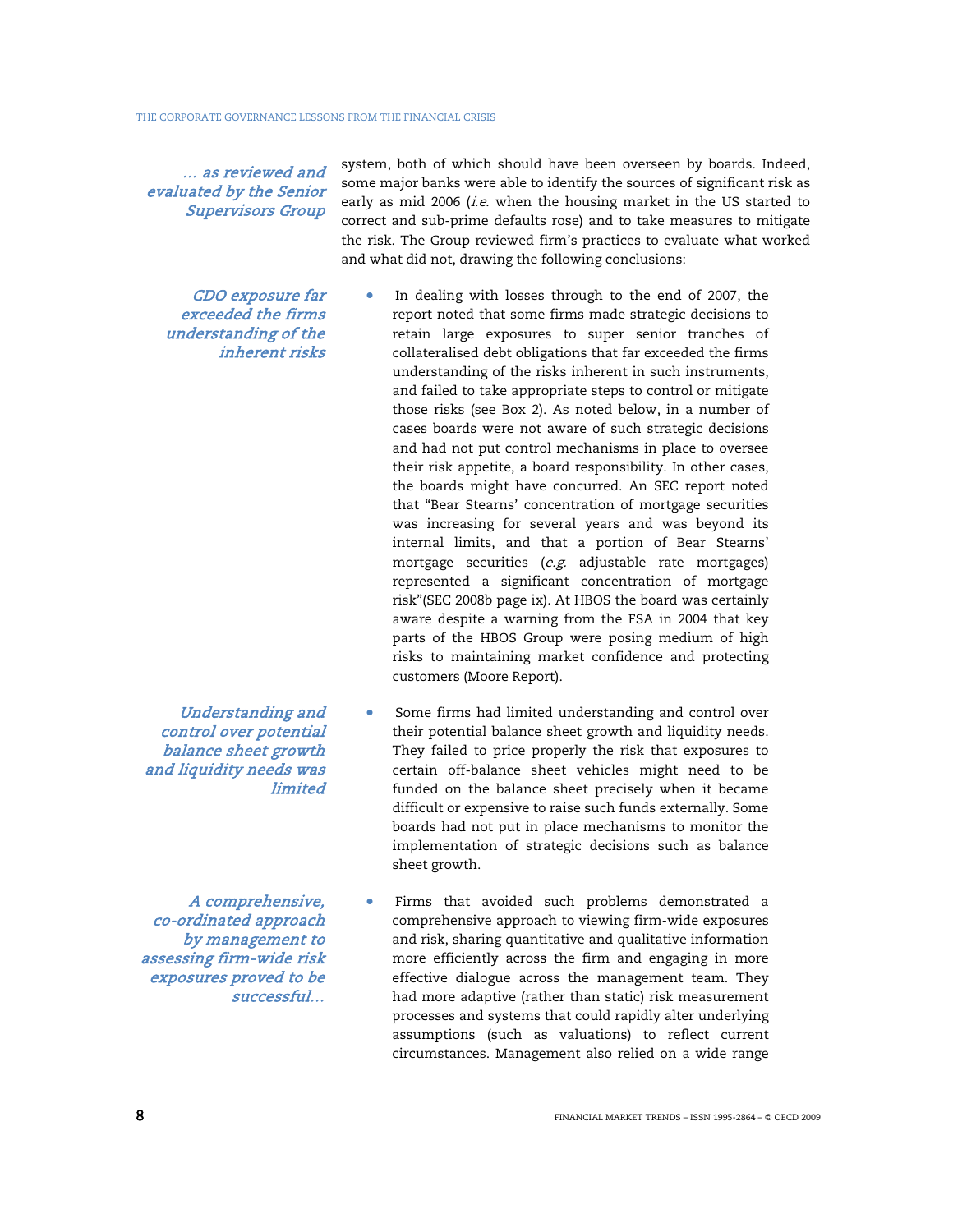*… as reviewed and evaluated by the Senior Supervisors Group*

system, both of which should have been overseen by boards. Indeed, some major banks were able to identify the sources of significant risk as early as mid 2006 (*i.e.* when the housing market in the US started to correct and sub-prime defaults rose) and to take measures to mitigate the risk. The Group reviewed firm's practices to evaluate what worked and what did not, drawing the following conclusions:

*CDO exposure far exceeded the firms understanding of the inherent risks*

- In dealing with losses through to the end of 2007, the report noted that some firms made strategic decisions to retain large exposures to super senior tranches of collateralised debt obligations that far exceeded the firms understanding of the risks inherent in such instruments, and failed to take appropriate steps to control or mitigate those risks (see Box 2). As noted below, in a number of cases boards were not aware of such strategic decisions and had not put control mechanisms in place to oversee their risk appetite, a board responsibility. In other cases, the boards might have concurred. An SEC report noted that "Bear Stearns' concentration of mortgage securities was increasing for several years and was beyond its internal limits, and that a portion of Bear Stearns' mortgage securities (*e.g.* adjustable rate mortgages) represented a significant concentration of mortgage risk"(SEC 2008b page ix). At HBOS the board was certainly aware despite a warning from the FSA in 2004 that key parts of the HBOS Group were posing medium of high risks to maintaining market confidence and protecting customers (Moore Report).

*Understanding and control over potential balance sheet growth and liquidity needs was limited*

- Some firms had limited understanding and control over their potential balance sheet growth and liquidity needs. They failed to price properly the risk that exposures to certain off-balance sheet vehicles might need to be funded on the balance sheet precisely when it became difficult or expensive to raise such funds externally. Some boards had not put in place mechanisms to monitor the implementation of strategic decisions such as balance sheet growth.

*A comprehensive, co-ordinated approach by management to assessing firm-wide risk exposures proved to be successful…*

- Firms that avoided such problems demonstrated a comprehensive approach to viewing firm-wide exposures and risk, sharing quantitative and qualitative information more efficiently across the firm and engaging in more effective dialogue across the management team. They had more adaptive (rather than static) risk measurement processes and systems that could rapidly alter underlying assumptions (such as valuations) to reflect current circumstances. Management also relied on a wide range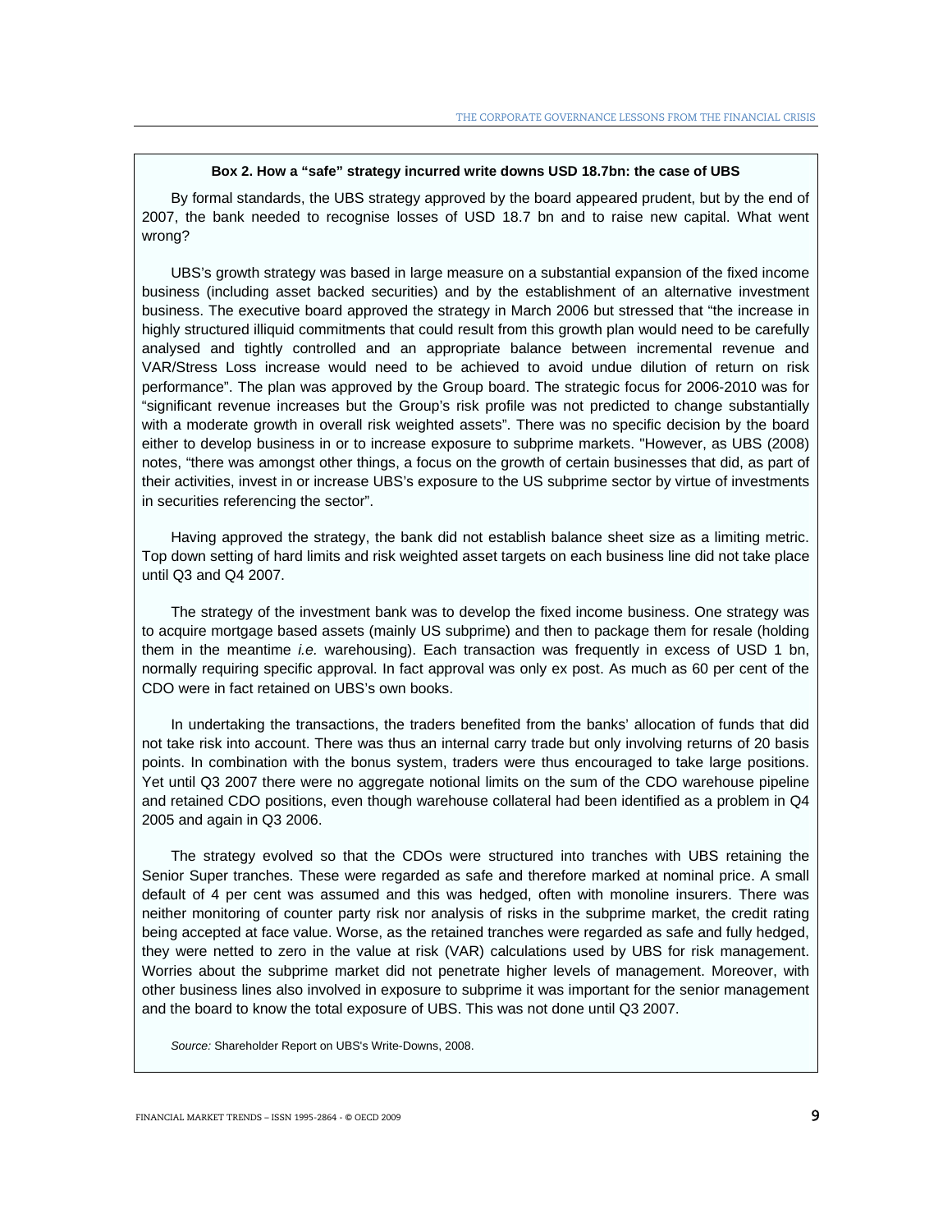**Box 2. How a "safe" strategy incurred write downs USD 18.7bn: the case of UBS**

By formal standards, the UBS strategy approved by the board appeared prudent, but by the end of 2007, the bank needed to recognise losses of USD 18.7 bn and to raise new capital. What went wrong?

UBS's growth strategy was based in large measure on a substantial expansion of the fixed income business (including asset backed securities) and by the establishment of an alternative investment business. The executive board approved the strategy in March 2006 but stressed that "the increase in highly structured illiquid commitments that could result from this growth plan would need to be carefully analysed and tightly controlled and an appropriate balance between incremental revenue and VAR/Stress Loss increase would need to be achieved to avoid undue dilution of return on risk performance". The plan was approved by the Group board. The strategic focus for 2006-2010 was for "significant revenue increases but the Group's risk profile was not predicted to change substantially with a moderate growth in overall risk weighted assets". There was no specific decision by the board either to develop business in or to increase exposure to subprime markets. "However, as UBS (2008) notes, "there was amongst other things, a focus on the growth of certain businesses that did, as part of their activities, invest in or increase UBS's exposure to the US subprime sector by virtue of investments in securities referencing the sector".

Having approved the strategy, the bank did not establish balance sheet size as a limiting metric. Top down setting of hard limits and risk weighted asset targets on each business line did not take place until Q3 and Q4 2007.

The strategy of the investment bank was to develop the fixed income business. One strategy was to acquire mortgage based assets (mainly US subprime) and then to package them for resale (holding them in the meantime *i.e.* warehousing). Each transaction was frequently in excess of USD 1 bn, normally requiring specific approval. In fact approval was only ex post. As much as 60 per cent of the CDO were in fact retained on UBS's own books.

In undertaking the transactions, the traders benefited from the banks' allocation of funds that did not take risk into account. There was thus an internal carry trade but only involving returns of 20 basis points. In combination with the bonus system, traders were thus encouraged to take large positions. Yet until Q3 2007 there were no aggregate notional limits on the sum of the CDO warehouse pipeline and retained CDO positions, even though warehouse collateral had been identified as a problem in Q4 2005 and again in Q3 2006.

The strategy evolved so that the CDOs were structured into tranches with UBS retaining the Senior Super tranches. These were regarded as safe and therefore marked at nominal price. A small default of 4 per cent was assumed and this was hedged, often with monoline insurers. There was neither monitoring of counter party risk nor analysis of risks in the subprime market, the credit rating being accepted at face value. Worse, as the retained tranches were regarded as safe and fully hedged, they were netted to zero in the value at risk (VAR) calculations used by UBS for risk management. Worries about the subprime market did not penetrate higher levels of management. Moreover, with other business lines also involved in exposure to subprime it was important for the senior management and the board to know the total exposure of UBS. This was not done until Q3 2007.

*Source:* Shareholder Report on UBS's Write-Downs, 2008.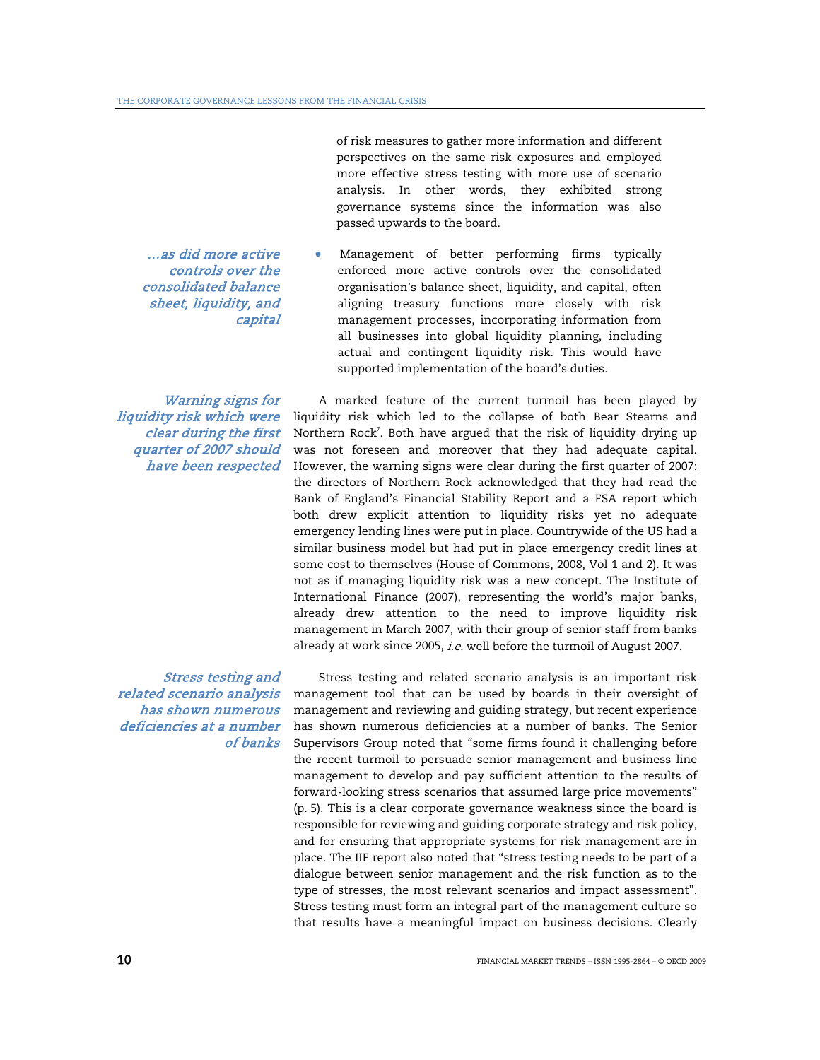of risk measures to gather more information and different perspectives on the same risk exposures and employed more effective stress testing with more use of scenario analysis. In other words, they exhibited strong governance systems since the information was also passed upwards to the board.

*…as did more active controls over the consolidated balance sheet, liquidity, and capital*

- Management of better performing firms typically enforced more active controls over the consolidated organisation's balance sheet, liquidity, and capital, often aligning treasury functions more closely with risk management processes, incorporating information from all businesses into global liquidity planning, including actual and contingent liquidity risk. This would have supported implementation of the board's duties.

*Warning signs for liquidity risk which were clear during the first quarter of 2007 should have been respected*

A marked feature of the current turmoil has been played by liquidity risk which led to the collapse of both Bear Stearns and Northern Rock[7]. Both have argued that the risk of liquidity drying up was not foreseen and moreover that they had adequate capital. However, the warning signs were clear during the first quarter of 2007: the directors of Northern Rock acknowledged that they had read the Bank of England's Financial Stability Report and a FSA report which both drew explicit attention to liquidity risks yet no adequate emergency lending lines were put in place. Countrywide of the US had a similar business model but had put in place emergency credit lines at some cost to themselves (House of Commons, 2008, Vol 1 and 2). It was not as if managing liquidity risk was a new concept. The Institute of International Finance (2007), representing the world's major banks, already drew attention to the need to improve liquidity risk management in March 2007, with their group of senior staff from banks already at work since 2005, *i.e.* well before the turmoil of August 2007.

*Stress testing and related scenario analysis has shown numerous deficiencies at a number of banks*

Stress testing and related scenario analysis is an important risk management tool that can be used by boards in their oversight of management and reviewing and guiding strategy, but recent experience has shown numerous deficiencies at a number of banks. The Senior Supervisors Group noted that "some firms found it challenging before the recent turmoil to persuade senior management and business line management to develop and pay sufficient attention to the results of forward-looking stress scenarios that assumed large price movements" (p. 5). This is a clear corporate governance weakness since the board is responsible for reviewing and guiding corporate strategy and risk policy, and for ensuring that appropriate systems for risk management are in place. The IIF report also noted that "stress testing needs to be part of a dialogue between senior management and the risk function as to the type of stresses, the most relevant scenarios and impact assessment". Stress testing must form an integral part of the management culture so that results have a meaningful impact on business decisions. Clearly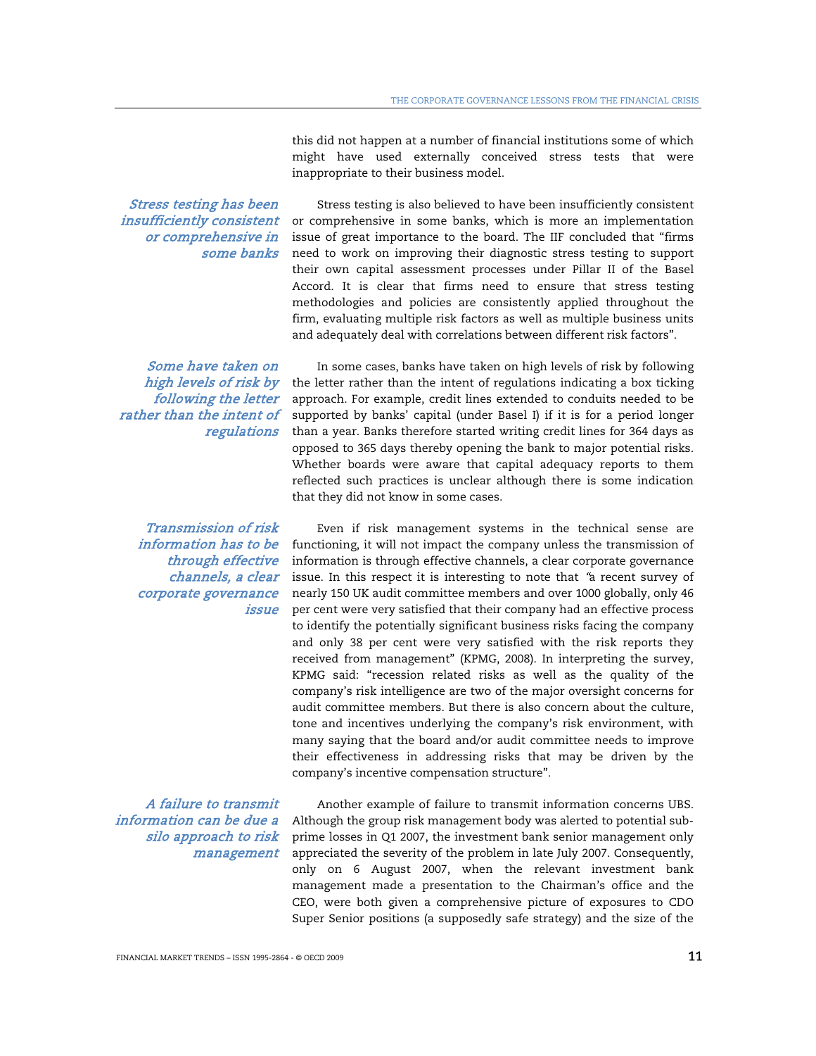this did not happen at a number of financial institutions some of which might have used externally conceived stress tests that were inappropriate to their business model.

*Stress testing has been insufficiently consistent or comprehensive in some banks*

Stress testing is also believed to have been insufficiently consistent or comprehensive in some banks, which is more an implementation issue of great importance to the board. The IIF concluded that "firms need to work on improving their diagnostic stress testing to support their own capital assessment processes under Pillar II of the Basel Accord. It is clear that firms need to ensure that stress testing methodologies and policies are consistently applied throughout the firm, evaluating multiple risk factors as well as multiple business units and adequately deal with correlations between different risk factors".

*Some have taken on high levels of risk by following the letter rather than the intent of regulations*

In some cases, banks have taken on high levels of risk by following the letter rather than the intent of regulations indicating a box ticking approach. For example, credit lines extended to conduits needed to be supported by banks' capital (under Basel I) if it is for a period longer than a year. Banks therefore started writing credit lines for 364 days as opposed to 365 days thereby opening the bank to major potential risks. Whether boards were aware that capital adequacy reports to them reflected such practices is unclear although there is some indication that they did not know in some cases.

*Transmission of risk information has to be through effective channels, a clear corporate governance issue*

Even if risk management systems in the technical sense are functioning, it will not impact the company unless the transmission of information is through effective channels, a clear corporate governance issue. In this respect it is interesting to note that *"*a recent survey of nearly 150 UK audit committee members and over 1000 globally, only 46 per cent were very satisfied that their company had an effective process to identify the potentially significant business risks facing the company and only 38 per cent were very satisfied with the risk reports they received from management" (KPMG, 2008). In interpreting the survey, KPMG said: "recession related risks as well as the quality of the company's risk intelligence are two of the major oversight concerns for audit committee members. But there is also concern about the culture, tone and incentives underlying the company's risk environment, with many saying that the board and/or audit committee needs to improve their effectiveness in addressing risks that may be driven by the company's incentive compensation structure".

*A failure to transmit information can be due a silo approach to risk management*

Another example of failure to transmit information concerns UBS. Although the group risk management body was alerted to potential sub-prime losses in Q1 2007, the investment bank senior management only appreciated the severity of the problem in late July 2007. Consequently, only on 6 August 2007, when the relevant investment bank management made a presentation to the Chairman's office and the CEO, were both given a comprehensive picture of exposures to CDO Super Senior positions (a supposedly safe strategy) and the size of the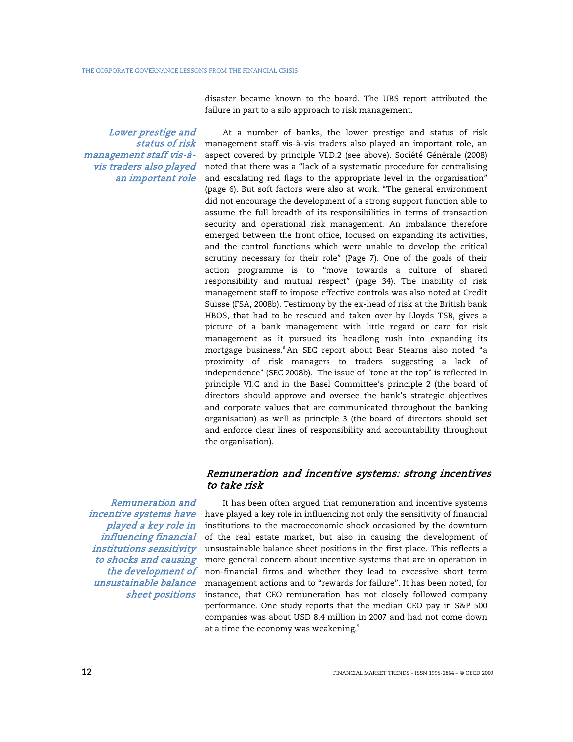disaster became known to the board. The UBS report attributed the failure in part to a silo approach to risk management.

*Lower prestige and status of risk management staff vis-à-vis traders also played an important role*

At a number of banks, the lower prestige and status of risk management staff vis-à-vis traders also played an important role, an aspect covered by principle VI.D.2 (see above). Société Générale (2008) noted that there was a "lack of a systematic procedure for centralising and escalating red flags to the appropriate level in the organisation" (page 6). But soft factors were also at work. "The general environment did not encourage the development of a strong support function able to assume the full breadth of its responsibilities in terms of transaction security and operational risk management. An imbalance therefore emerged between the front office, focused on expanding its activities, and the control functions which were unable to develop the critical scrutiny necessary for their role" (Page 7). One of the goals of their action programme is to "move towards a culture of shared responsibility and mutual respect" (page 34). The inability of risk management staff to impose effective controls was also noted at Credit Suisse (FSA, 2008b). Testimony by the ex-head of risk at the British bank HBOS, that had to be rescued and taken over by Lloyds TSB, gives a picture of a bank management with little regard or care for risk management as it pursued its headlong rush into expanding its mortgage business.[8] An SEC report about Bear Stearns also noted "a proximity of risk managers to traders suggesting a lack of independence" (SEC 2008b). The issue of "tone at the top" is reflected in principle VI.C and in the Basel Committee's principle 2 (the board of directors should approve and oversee the bank's strategic objectives and corporate values that are communicated throughout the banking organisation) as well as principle 3 (the board of directors should set and enforce clear lines of responsibility and accountability throughout the organisation).

## Remuneration and incentive systems: strong incentives to take risk

*Remuneration and incentive systems have played a key role in influencing financial institutions sensitivity to shocks and causing the development of unsustainable balance sheet positions*

It has been often argued that remuneration and incentive systems have played a key role in influencing not only the sensitivity of financial institutions to the macroeconomic shock occasioned by the downturn of the real estate market, but also in causing the development of unsustainable balance sheet positions in the first place. This reflects a more general concern about incentive systems that are in operation in non-financial firms and whether they lead to excessive short term management actions and to "rewards for failure". It has been noted, for instance, that CEO remuneration has not closely followed company performance. One study reports that the median CEO pay in S&P 500 companies was about USD 8.4 million in 2007 and had not come down at a time the economy was weakening.[9]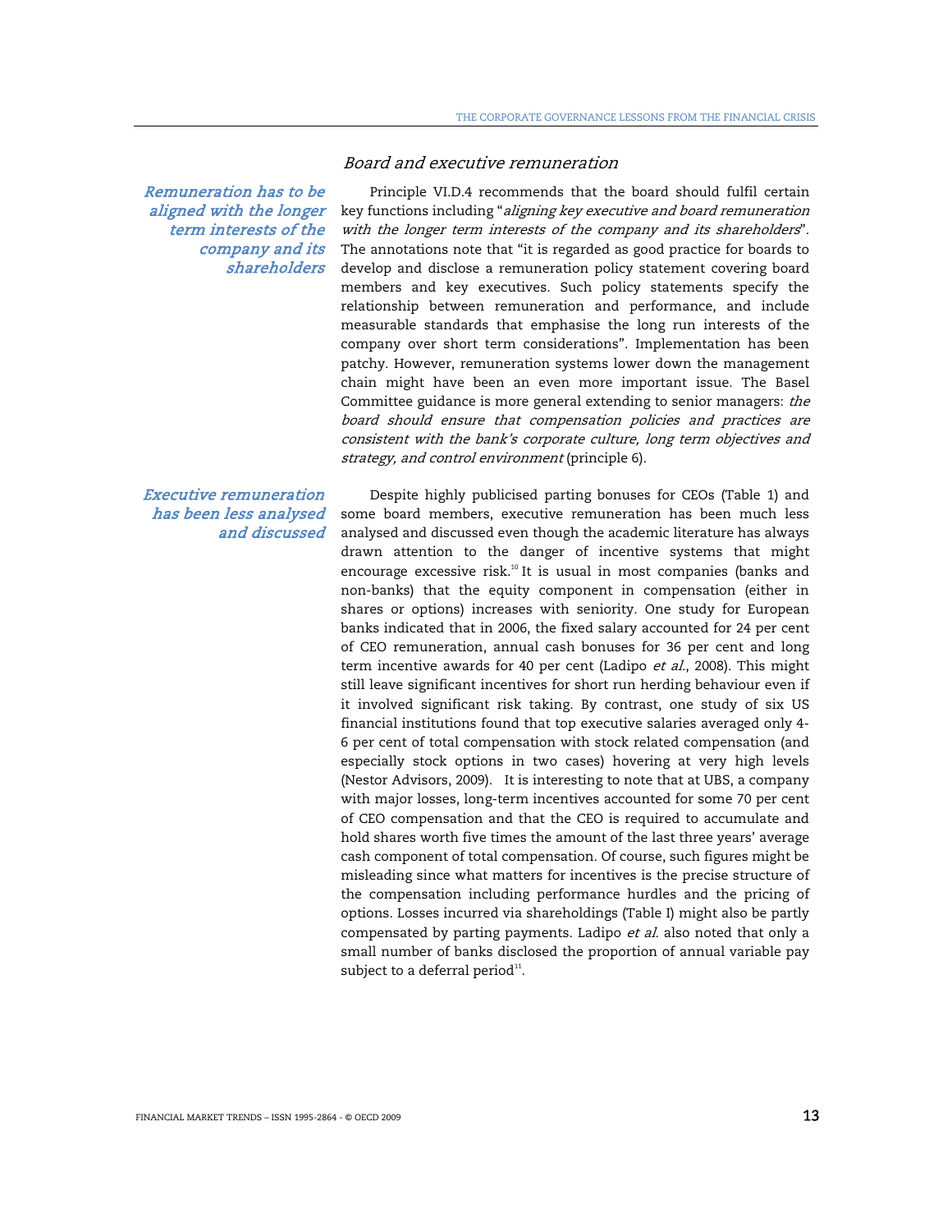### *Board and executive remuneration*

*Remuneration has to be aligned with the longer term interests of the company and its shareholders*

Principle VI.D.4 recommends that the board should fulfil certain key functions including "*aligning key executive and board remuneration with the longer term interests of the company and its shareholders*". The annotations note that "it is regarded as good practice for boards to develop and disclose a remuneration policy statement covering board members and key executives. Such policy statements specify the relationship between remuneration and performance, and include measurable standards that emphasise the long run interests of the company over short term considerations". Implementation has been patchy. However, remuneration systems lower down the management chain might have been an even more important issue. The Basel Committee guidance is more general extending to senior managers: *the board should ensure that compensation policies and practices are consistent with the bank's corporate culture, long term objectives and strategy, and control environment* (principle 6).

*Executive remuneration has been less analysed and discussed*

Despite highly publicised parting bonuses for CEOs (Table 1) and some board members, executive remuneration has been much less analysed and discussed even though the academic literature has always drawn attention to the danger of incentive systems that might encourage excessive risk.[10] It is usual in most companies (banks and non-banks) that the equity component in compensation (either in shares or options) increases with seniority. One study for European banks indicated that in 2006, the fixed salary accounted for 24 per cent of CEO remuneration, annual cash bonuses for 36 per cent and long term incentive awards for 40 per cent (Ladipo *et al*., 2008). This might still leave significant incentives for short run herding behaviour even if it involved significant risk taking. By contrast, one study of six US financial institutions found that top executive salaries averaged only 4-6 per cent of total compensation with stock related compensation (and especially stock options in two cases) hovering at very high levels (Nestor Advisors, 2009). It is interesting to note that at UBS, a company with major losses, long-term incentives accounted for some 70 per cent of CEO compensation and that the CEO is required to accumulate and hold shares worth five times the amount of the last three years' average cash component of total compensation. Of course, such figures might be misleading since what matters for incentives is the precise structure of the compensation including performance hurdles and the pricing of options. Losses incurred via shareholdings (Table I) might also be partly compensated by parting payments. Ladipo *et al.* also noted that only a small number of banks disclosed the proportion of annual variable pay subject to a deferral period[11].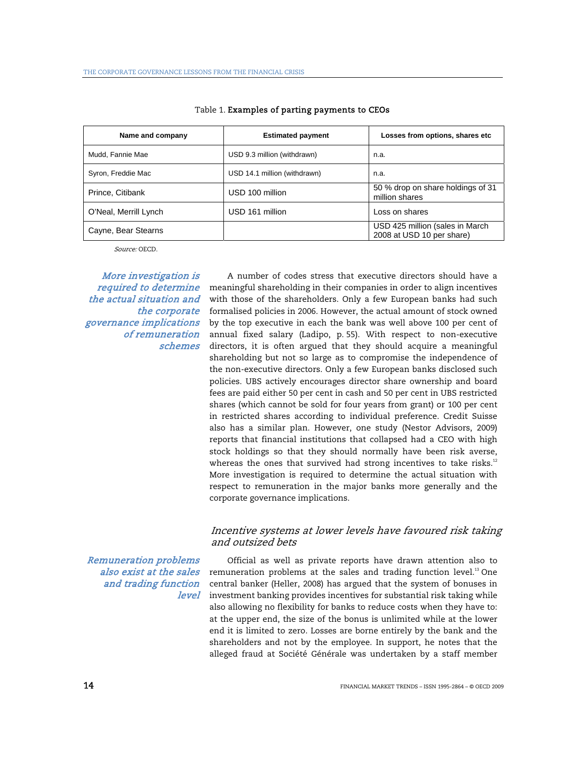Table 1. **Examples of parting payments to CEOs**

| Name and company | Estimated payment | Losses from options, shares etc |
|---|---|---|
| Mudd, Fannie Mae | USD 9.3 million (withdrawn) | n.a. |
| Syron, Freddie Mac | USD 14.1 million (withdrawn) | n.a. |
| Prince, Citibank | USD 100 million | 50 % drop on share holdings of 31 million shares |
| O'Neal, Merrill Lynch | USD 161 million | Loss on shares |
| Cayne, Bear Stearns | | USD 425 million (sales in March 2008 at USD 10 per share) |

*Source:* OECD.

*More investigation is required to determine the actual situation and the corporate governance implications of remuneration schemes*

A number of codes stress that executive directors should have a meaningful shareholding in their companies in order to align incentives with those of the shareholders. Only a few European banks had such formalised policies in 2006. However, the actual amount of stock owned by the top executive in each the bank was well above 100 per cent of annual fixed salary (Ladipo, p. 55). With respect to non-executive directors, it is often argued that they should acquire a meaningful shareholding but not so large as to compromise the independence of the non-executive directors. Only a few European banks disclosed such policies. UBS actively encourages director share ownership and board fees are paid either 50 per cent in cash and 50 per cent in UBS restricted shares (which cannot be sold for four years from grant) or 100 per cent in restricted shares according to individual preference. Credit Suisse also has a similar plan. However, one study (Nestor Advisors, 2009) reports that financial institutions that collapsed had a CEO with high stock holdings so that they should normally have been risk averse, whereas the ones that survived had strong incentives to take risks.[12] More investigation is required to determine the actual situation with respect to remuneration in the major banks more generally and the corporate governance implications.

### *Incentive systems at lower levels have favoured risk taking and outsized bets*

*Remuneration problems also exist at the sales and trading function level*

Official as well as private reports have drawn attention also to remuneration problems at the sales and trading function level.[13] One central banker (Heller, 2008) has argued that the system of bonuses in investment banking provides incentives for substantial risk taking while also allowing no flexibility for banks to reduce costs when they have to: at the upper end, the size of the bonus is unlimited while at the lower end it is limited to zero. Losses are borne entirely by the bank and the shareholders and not by the employee. In support, he notes that the alleged fraud at Société Générale was undertaken by a staff member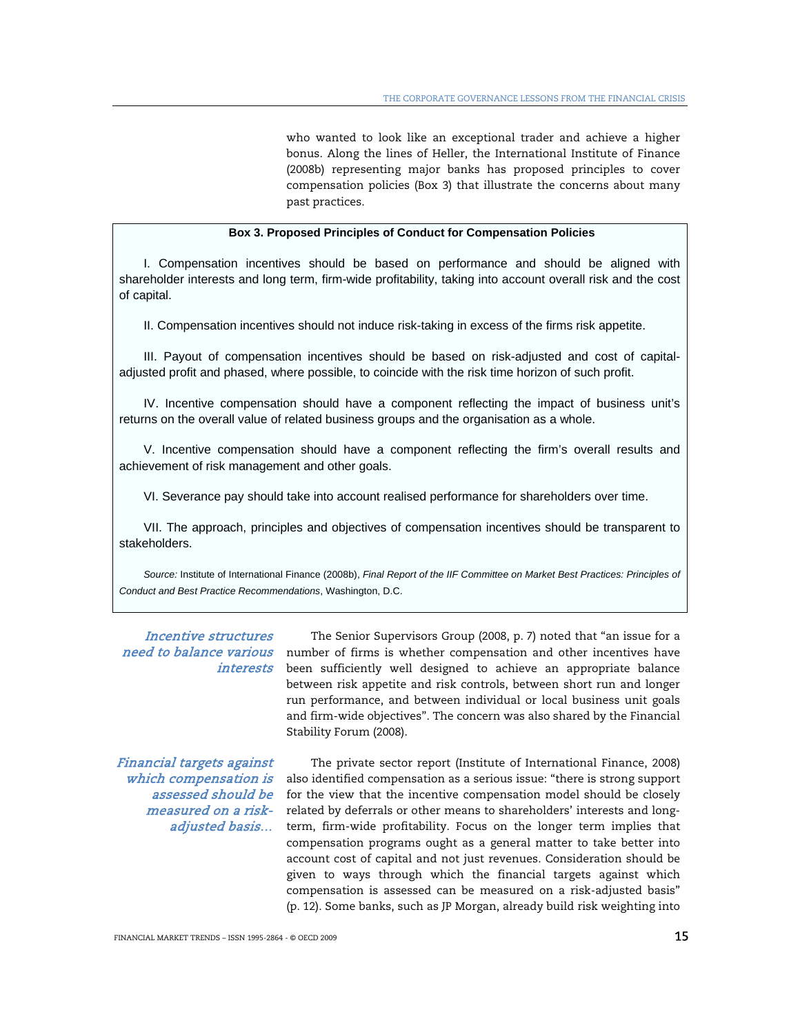who wanted to look like an exceptional trader and achieve a higher bonus. Along the lines of Heller, the International Institute of Finance (2008b) representing major banks has proposed principles to cover compensation policies (Box 3) that illustrate the concerns about many past practices.

**Box 3. Proposed Principles of Conduct for Compensation Policies**

I. Compensation incentives should be based on performance and should be aligned with shareholder interests and long term, firm-wide profitability, taking into account overall risk and the cost of capital.

II. Compensation incentives should not induce risk-taking in excess of the firms risk appetite.

III. Payout of compensation incentives should be based on risk-adjusted and cost of capital-adjusted profit and phased, where possible, to coincide with the risk time horizon of such profit.

IV. Incentive compensation should have a component reflecting the impact of business unit's returns on the overall value of related business groups and the organisation as a whole.

V. Incentive compensation should have a component reflecting the firm's overall results and achievement of risk management and other goals.

VI. Severance pay should take into account realised performance for shareholders over time.

VII. The approach, principles and objectives of compensation incentives should be transparent to stakeholders.

*Source:* Institute of International Finance (2008b), *Final Report of the IIF Committee on Market Best Practices: Principles of Conduct and Best Practice Recommendations*, Washington, D.C.

*Incentive structures need to balance various interests*

The Senior Supervisors Group (2008, p. 7) noted that "an issue for a number of firms is whether compensation and other incentives have been sufficiently well designed to achieve an appropriate balance between risk appetite and risk controls, between short run and longer run performance, and between individual or local business unit goals and firm-wide objectives". The concern was also shared by the Financial Stability Forum (2008).

*Financial targets against which compensation is assessed should be measured on a risk-adjusted basis…*

The private sector report (Institute of International Finance, 2008) also identified compensation as a serious issue: "there is strong support for the view that the incentive compensation model should be closely related by deferrals or other means to shareholders' interests and long-term, firm-wide profitability. Focus on the longer term implies that compensation programs ought as a general matter to take better into account cost of capital and not just revenues. Consideration should be given to ways through which the financial targets against which compensation is assessed can be measured on a risk-adjusted basis" (p. 12). Some banks, such as JP Morgan, already build risk weighting into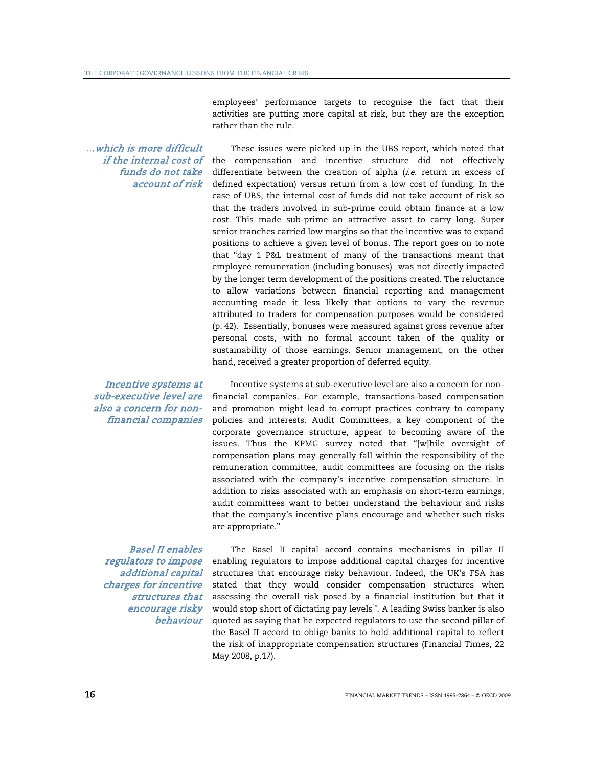employees' performance targets to recognise the fact that their activities are putting more capital at risk, but they are the exception rather than the rule.

*…which is more difficult if the internal cost of funds do not take account of risk*

These issues were picked up in the UBS report, which noted that the compensation and incentive structure did not effectively differentiate between the creation of alpha (*i.e.* return in excess of defined expectation) versus return from a low cost of funding. In the case of UBS, the internal cost of funds did not take account of risk so that the traders involved in sub-prime could obtain finance at a low cost. This made sub-prime an attractive asset to carry long. Super senior tranches carried low margins so that the incentive was to expand positions to achieve a given level of bonus. The report goes on to note that "day 1 P&L treatment of many of the transactions meant that employee remuneration (including bonuses) was not directly impacted by the longer term development of the positions created. The reluctance to allow variations between financial reporting and management accounting made it less likely that options to vary the revenue attributed to traders for compensation purposes would be considered (p. 42). Essentially, bonuses were measured against gross revenue after personal costs, with no formal account taken of the quality or sustainability of those earnings. Senior management, on the other hand, received a greater proportion of deferred equity.

*Incentive systems at sub-executive level are also a concern for non-financial companies*

Incentive systems at sub-executive level are also a concern for non-financial companies. For example, transactions-based compensation and promotion might lead to corrupt practices contrary to company policies and interests. Audit Committees, a key component of the corporate governance structure, appear to becoming aware of the issues. Thus the KPMG survey noted that "[w]hile oversight of compensation plans may generally fall within the responsibility of the remuneration committee, audit committees are focusing on the risks associated with the company's incentive compensation structure. In addition to risks associated with an emphasis on short-term earnings, audit committees want to better understand the behaviour and risks that the company's incentive plans encourage and whether such risks are appropriate."

*Basel II enables regulators to impose additional capital charges for incentive structures that encourage risky behaviour*

The Basel II capital accord contains mechanisms in pillar II enabling regulators to impose additional capital charges for incentive structures that encourage risky behaviour. Indeed, the UK's FSA has stated that they would consider compensation structures when assessing the overall risk posed by a financial institution but that it would stop short of dictating pay levels[14]. A leading Swiss banker is also quoted as saying that he expected regulators to use the second pillar of the Basel II accord to oblige banks to hold additional capital to reflect the risk of inappropriate compensation structures (Financial Times, 22 May 2008, p.17).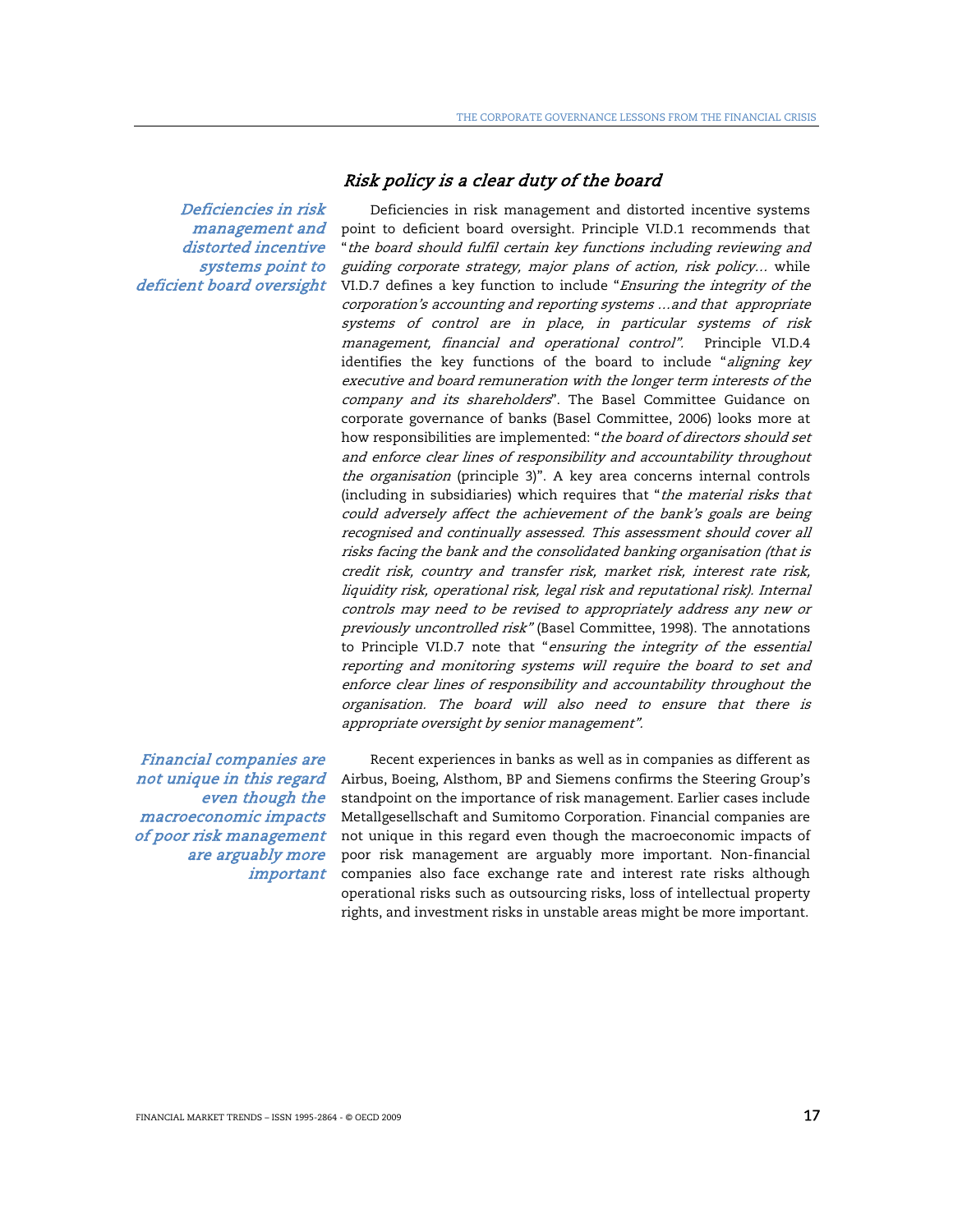## *Risk policy is a clear duty of the board*

*Deficiencies in risk management and distorted incentive systems point to deficient board oversight*

Deficiencies in risk management and distorted incentive systems point to deficient board oversight. Principle VI.D.1 recommends that "*the board should fulfil certain key functions including reviewing and guiding corporate strategy, major plans of action, risk policy…* while VI.D.7 defines a key function to include "*Ensuring the integrity of the corporation's accounting and reporting systems …and that appropriate systems of control are in place, in particular systems of risk management, financial and operational control".* Principle VI.D.4 identifies the key functions of the board to include "*aligning key executive and board remuneration with the longer term interests of the company and its shareholders*". The Basel Committee Guidance on corporate governance of banks (Basel Committee, 2006) looks more at how responsibilities are implemented: "*the board of directors should set and enforce clear lines of responsibility and accountability throughout the organisation* (principle 3)". A key area concerns internal controls (including in subsidiaries) which requires that "*the material risks that could adversely affect the achievement of the bank's goals are being recognised and continually assessed. This assessment should cover all risks facing the bank and the consolidated banking organisation (that is credit risk, country and transfer risk, market risk, interest rate risk, liquidity risk, operational risk, legal risk and reputational risk). Internal controls may need to be revised to appropriately address any new or previously uncontrolled risk"* (Basel Committee, 1998). The annotations to Principle VI.D.7 note that "*ensuring the integrity of the essential reporting and monitoring systems will require the board to set and enforce clear lines of responsibility and accountability throughout the organisation. The board will also need to ensure that there is appropriate oversight by senior management".*

*Financial companies are not unique in this regard even though the macroeconomic impacts of poor risk management are arguably more important*

Recent experiences in banks as well as in companies as different as Airbus, Boeing, Alsthom, BP and Siemens confirms the Steering Group's standpoint on the importance of risk management. Earlier cases include Metallgesellschaft and Sumitomo Corporation. Financial companies are not unique in this regard even though the macroeconomic impacts of poor risk management are arguably more important. Non-financial companies also face exchange rate and interest rate risks although operational risks such as outsourcing risks, loss of intellectual property rights, and investment risks in unstable areas might be more important.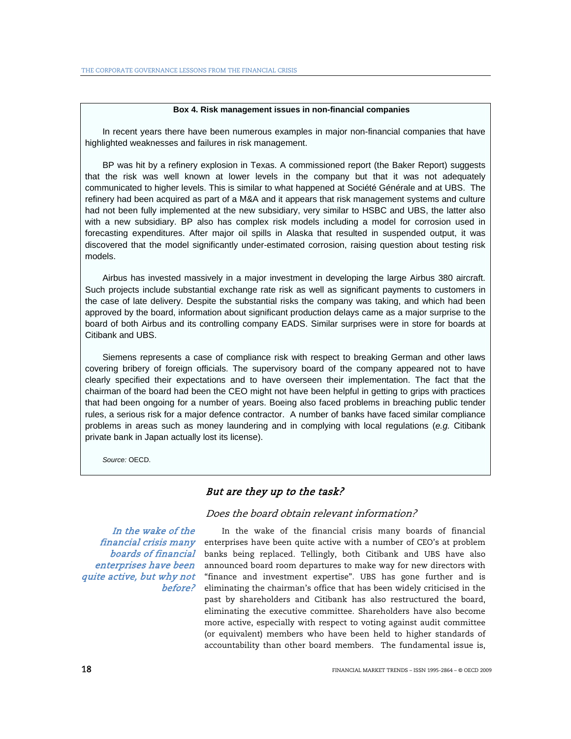**Box 4. Risk management issues in non-financial companies**

In recent years there have been numerous examples in major non-financial companies that have highlighted weaknesses and failures in risk management.

BP was hit by a refinery explosion in Texas. A commissioned report (the Baker Report) suggests that the risk was well known at lower levels in the company but that it was not adequately communicated to higher levels. This is similar to what happened at Société Générale and at UBS. The refinery had been acquired as part of a M&A and it appears that risk management systems and culture had not been fully implemented at the new subsidiary, very similar to HSBC and UBS, the latter also with a new subsidiary. BP also has complex risk models including a model for corrosion used in forecasting expenditures. After major oil spills in Alaska that resulted in suspended output, it was discovered that the model significantly under-estimated corrosion, raising question about testing risk models.

Airbus has invested massively in a major investment in developing the large Airbus 380 aircraft. Such projects include substantial exchange rate risk as well as significant payments to customers in the case of late delivery. Despite the substantial risks the company was taking, and which had been approved by the board, information about significant production delays came as a major surprise to the board of both Airbus and its controlling company EADS. Similar surprises were in store for boards at Citibank and UBS.

Siemens represents a case of compliance risk with respect to breaking German and other laws covering bribery of foreign officials. The supervisory board of the company appeared not to have clearly specified their expectations and to have overseen their implementation. The fact that the chairman of the board had been the CEO might not have been helpful in getting to grips with practices that had been ongoing for a number of years. Boeing also faced problems in breaching public tender rules, a serious risk for a major defence contractor. A number of banks have faced similar compliance problems in areas such as money laundering and in complying with local regulations (*e.g.* Citibank private bank in Japan actually lost its license).

*Source:* OECD.

## *But are they up to the task?*

### *Does the board obtain relevant information?*

*In the wake of the financial crisis many boards of financial enterprises have been quite active, but why not before?*

In the wake of the financial crisis many boards of financial enterprises have been quite active with a number of CEO's at problem banks being replaced. Tellingly, both Citibank and UBS have also announced board room departures to make way for new directors with "finance and investment expertise". UBS has gone further and is eliminating the chairman's office that has been widely criticised in the past by shareholders and Citibank has also restructured the board, eliminating the executive committee. Shareholders have also become more active, especially with respect to voting against audit committee (or equivalent) members who have been held to higher standards of accountability than other board members. The fundamental issue is,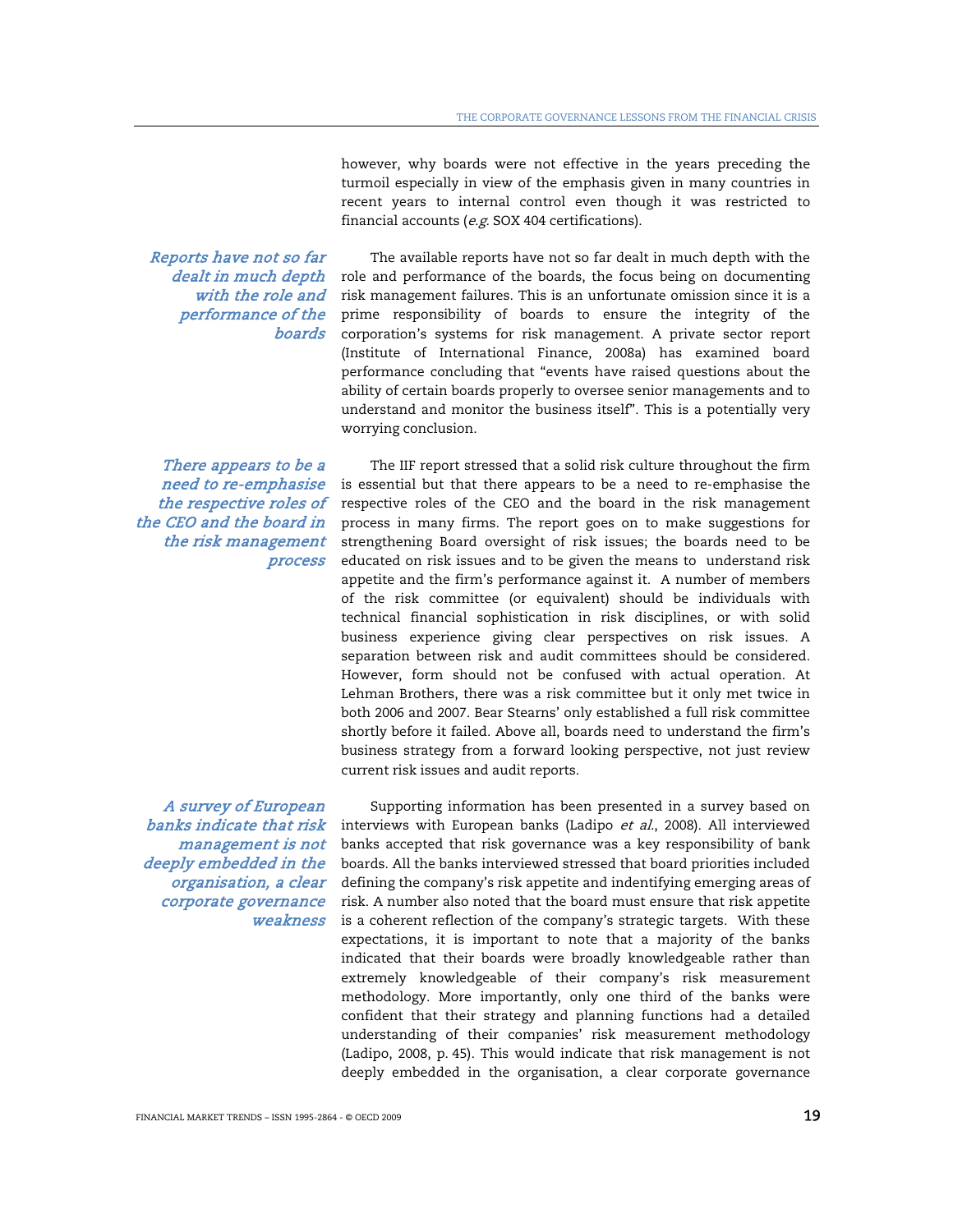however, why boards were not effective in the years preceding the turmoil especially in view of the emphasis given in many countries in recent years to internal control even though it was restricted to financial accounts (*e.g.* SOX 404 certifications).

*Reports have not so far dealt in much depth with the role and performance of the boards*

The available reports have not so far dealt in much depth with the role and performance of the boards, the focus being on documenting risk management failures. This is an unfortunate omission since it is a prime responsibility of boards to ensure the integrity of the corporation's systems for risk management. A private sector report (Institute of International Finance, 2008a) has examined board performance concluding that "events have raised questions about the ability of certain boards properly to oversee senior managements and to understand and monitor the business itself". This is a potentially very worrying conclusion.

*There appears to be a need to re-emphasise the respective roles of the CEO and the board in the risk management process*

The IIF report stressed that a solid risk culture throughout the firm is essential but that there appears to be a need to re-emphasise the respective roles of the CEO and the board in the risk management process in many firms. The report goes on to make suggestions for strengthening Board oversight of risk issues; the boards need to be educated on risk issues and to be given the means to understand risk appetite and the firm's performance against it. A number of members of the risk committee (or equivalent) should be individuals with technical financial sophistication in risk disciplines, or with solid business experience giving clear perspectives on risk issues. A separation between risk and audit committees should be considered. However, form should not be confused with actual operation. At Lehman Brothers, there was a risk committee but it only met twice in both 2006 and 2007. Bear Stearns' only established a full risk committee shortly before it failed. Above all, boards need to understand the firm's business strategy from a forward looking perspective, not just review current risk issues and audit reports.

*A survey of European banks indicate that risk management is not deeply embedded in the organisation, a clear corporate governance weakness*

Supporting information has been presented in a survey based on interviews with European banks (Ladipo *et al.*, 2008). All interviewed banks accepted that risk governance was a key responsibility of bank boards. All the banks interviewed stressed that board priorities included defining the company's risk appetite and indentifying emerging areas of risk. A number also noted that the board must ensure that risk appetite is a coherent reflection of the company's strategic targets. With these expectations, it is important to note that a majority of the banks indicated that their boards were broadly knowledgeable rather than extremely knowledgeable of their company's risk measurement methodology. More importantly, only one third of the banks were confident that their strategy and planning functions had a detailed understanding of their companies' risk measurement methodology (Ladipo, 2008, p. 45). This would indicate that risk management is not deeply embedded in the organisation, a clear corporate governance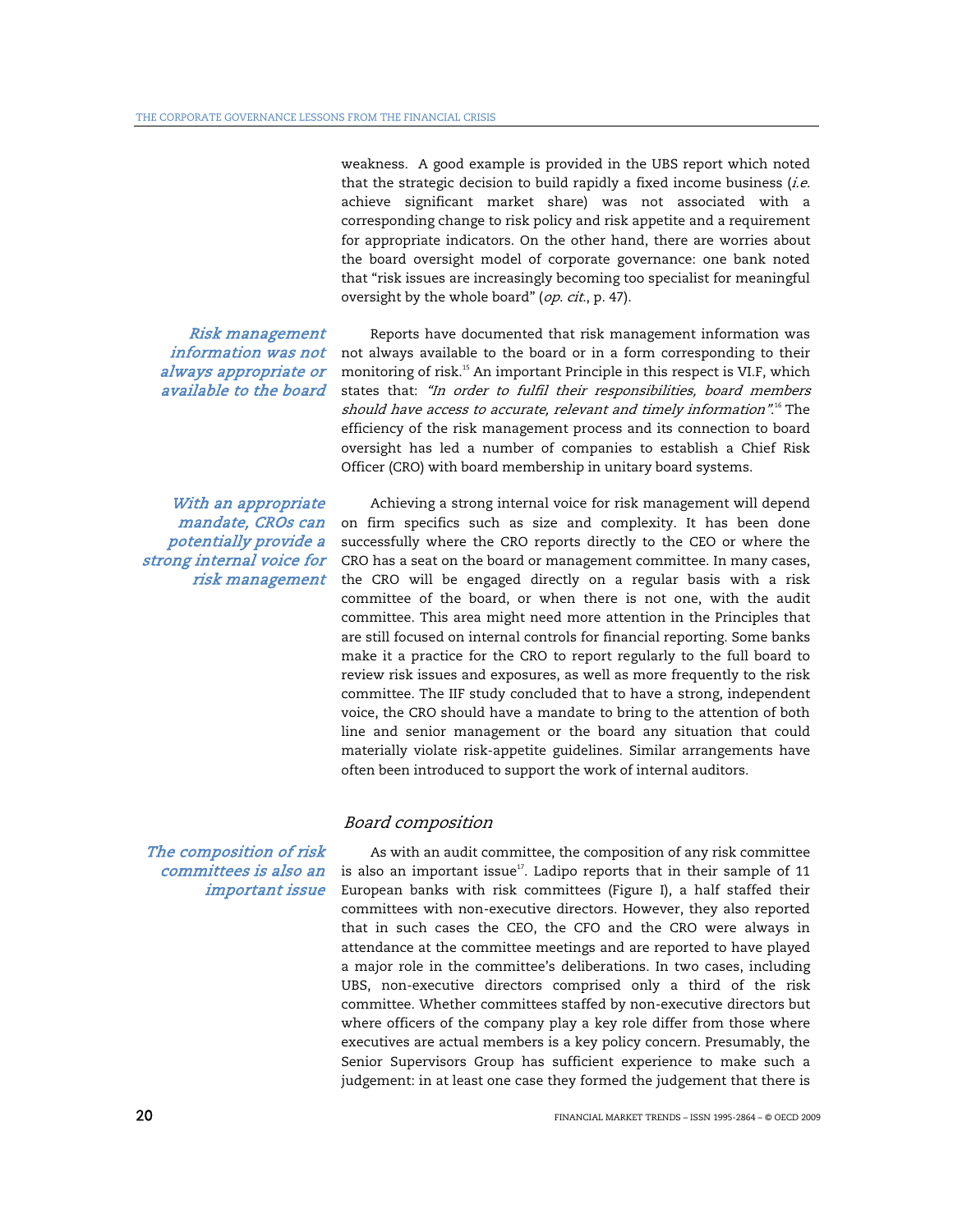weakness. A good example is provided in the UBS report which noted that the strategic decision to build rapidly a fixed income business (*i.e.* achieve significant market share) was not associated with a corresponding change to risk policy and risk appetite and a requirement for appropriate indicators. On the other hand, there are worries about the board oversight model of corporate governance: one bank noted that "risk issues are increasingly becoming too specialist for meaningful oversight by the whole board" (*op. cit.*, p. 47).

*Risk management information was not always appropriate or available to the board*

Reports have documented that risk management information was not always available to the board or in a form corresponding to their monitoring of risk.[15] An important Principle in this respect is VI.F, which states that: *"In order to fulfil their responsibilities, board members should have access to accurate, relevant and timely information".*[16] The efficiency of the risk management process and its connection to board oversight has led a number of companies to establish a Chief Risk Officer (CRO) with board membership in unitary board systems.

*With an appropriate mandate, CROs can potentially provide a strong internal voice for risk management*

Achieving a strong internal voice for risk management will depend on firm specifics such as size and complexity. It has been done successfully where the CRO reports directly to the CEO or where the CRO has a seat on the board or management committee. In many cases, the CRO will be engaged directly on a regular basis with a risk committee of the board, or when there is not one, with the audit committee. This area might need more attention in the Principles that are still focused on internal controls for financial reporting. Some banks make it a practice for the CRO to report regularly to the full board to review risk issues and exposures, as well as more frequently to the risk committee. The IIF study concluded that to have a strong, independent voice, the CRO should have a mandate to bring to the attention of both line and senior management or the board any situation that could materially violate risk-appetite guidelines. Similar arrangements have often been introduced to support the work of internal auditors.

### *Board composition*

*The composition of risk committees is also an important issue*

As with an audit committee, the composition of any risk committee is also an important issue[17]. Ladipo reports that in their sample of 11 European banks with risk committees (Figure I), a half staffed their committees with non-executive directors. However, they also reported that in such cases the CEO, the CFO and the CRO were always in attendance at the committee meetings and are reported to have played a major role in the committee's deliberations. In two cases, including UBS, non-executive directors comprised only a third of the risk committee. Whether committees staffed by non-executive directors but where officers of the company play a key role differ from those where executives are actual members is a key policy concern. Presumably, the Senior Supervisors Group has sufficient experience to make such a judgement: in at least one case they formed the judgement that there is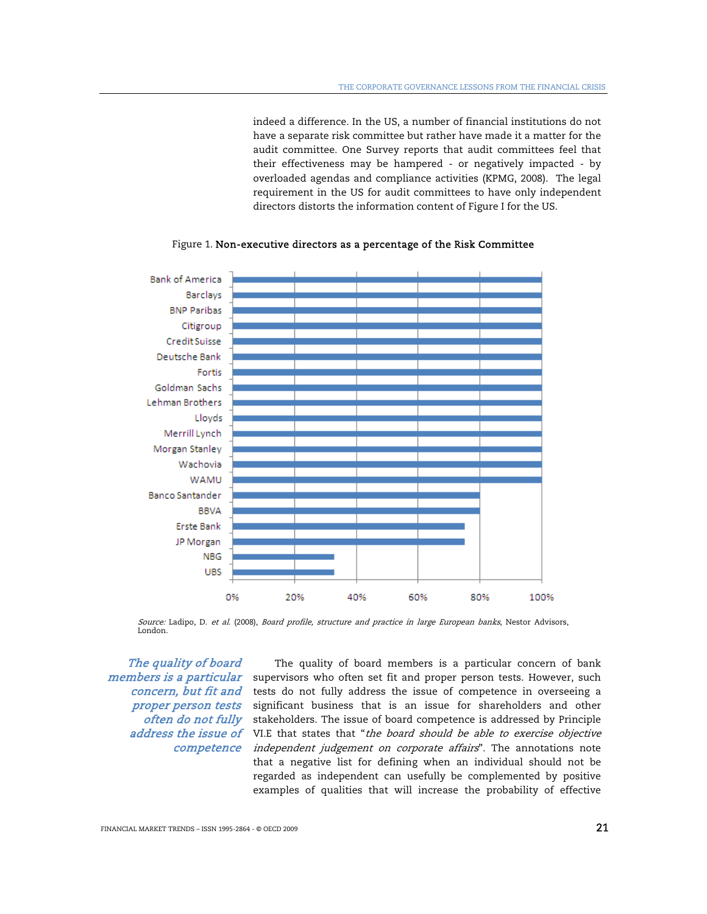indeed a difference. In the US, a number of financial institutions do not have a separate risk committee but rather have made it a matter for the audit committee. One Survey reports that audit committees feel that their effectiveness may be hampered - or negatively impacted - by overloaded agendas and compliance activities (KPMG, 2008). The legal requirement in the US for audit committees to have only independent directors distorts the information content of Figure I for the US.

Figure 1. **Non-executive directors as a percentage of the Risk Committee**

| Bank | Non-executive directors (%) |
|---|---|
| Bank of America | 100% |
| Barclays | 100% |
| BNP Paribas | 100% |
| Citigroup | 100% |
| Credit Suisse | 100% |
| Deutsche Bank | 100% |
| Fortis | 100% |
| Goldman Sachs | 100% |
| Lehman Brothers | 100% |
| Lloyds | 100% |
| Merrill Lynch | 100% |
| Morgan Stanley | 100% |
| Wachovia | 100% |
| WAMU | 100% |
| Banco Santander | 80% |
| BBVA | 80% |
| Erste Bank | 75% |
| JP Morgan | 75% |
| NBG | 33% |
| UBS | 33% |

*Source:* Ladipo, D. *et al.* (2008), *Board profile, structure and practice in large European banks*, Nestor Advisors, London.

*The quality of board members is a particular concern, but fit and proper person tests often do not fully address the issue of competence*

The quality of board members is a particular concern of bank supervisors who often set fit and proper person tests. However, such tests do not fully address the issue of competence in overseeing a significant business that is an issue for shareholders and other stakeholders. The issue of board competence is addressed by Principle VI.E that states that "*the board should be able to exercise objective independent judgement on corporate affairs*". The annotations note that a negative list for defining when an individual should not be regarded as independent can usefully be complemented by positive examples of qualities that will increase the probability of effective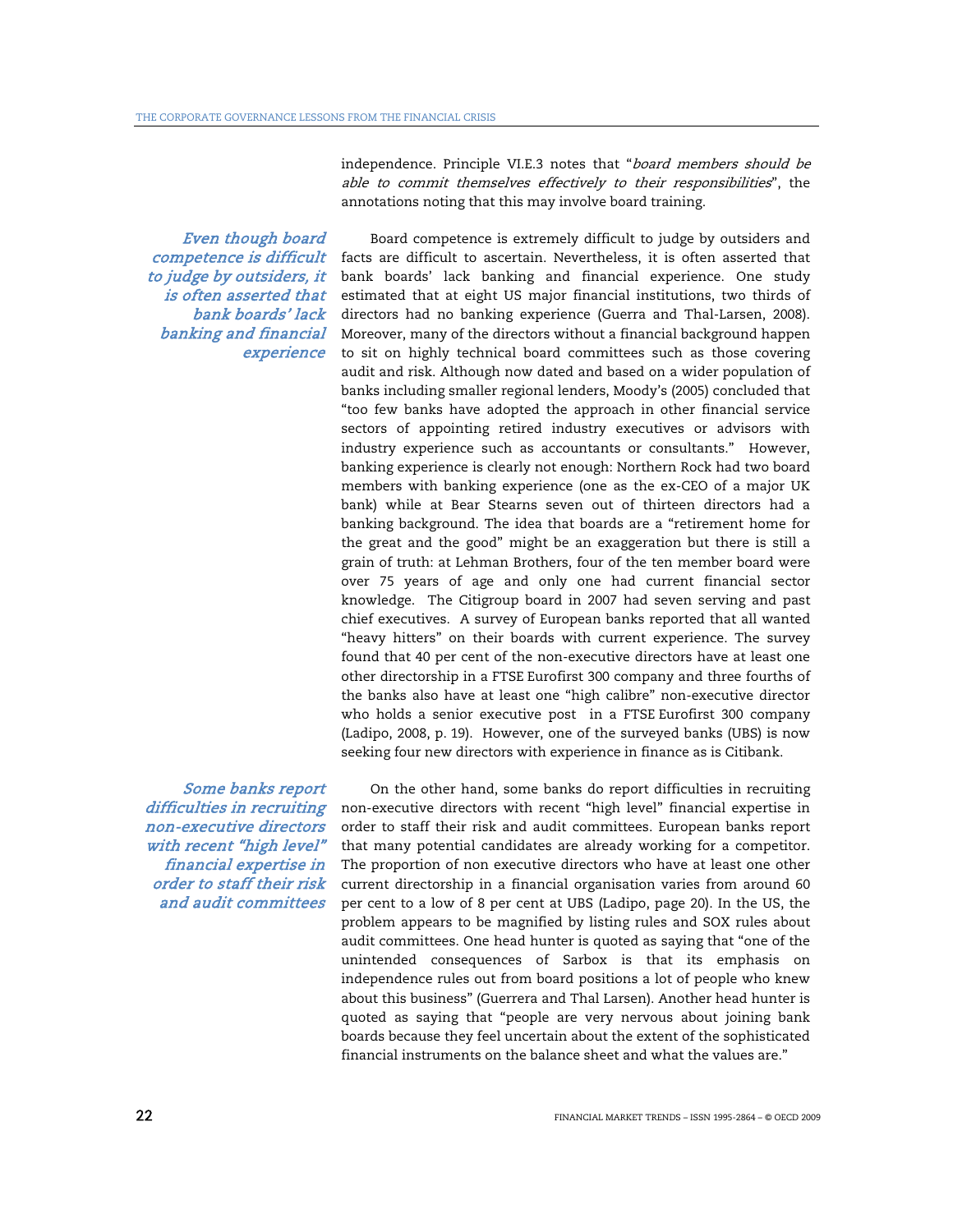independence. Principle VI.E.3 notes that "*board members should be able to commit themselves effectively to their responsibilities*", the annotations noting that this may involve board training.

*Even though board competence is difficult to judge by outsiders, it is often asserted that bank boards' lack banking and financial experience*

Board competence is extremely difficult to judge by outsiders and facts are difficult to ascertain. Nevertheless, it is often asserted that bank boards' lack banking and financial experience. One study estimated that at eight US major financial institutions, two thirds of directors had no banking experience (Guerra and Thal-Larsen, 2008). Moreover, many of the directors without a financial background happen to sit on highly technical board committees such as those covering audit and risk. Although now dated and based on a wider population of banks including smaller regional lenders, Moody's (2005) concluded that "too few banks have adopted the approach in other financial service sectors of appointing retired industry executives or advisors with industry experience such as accountants or consultants." However, banking experience is clearly not enough: Northern Rock had two board members with banking experience (one as the ex-CEO of a major UK bank) while at Bear Stearns seven out of thirteen directors had a banking background. The idea that boards are a "retirement home for the great and the good" might be an exaggeration but there is still a grain of truth: at Lehman Brothers, four of the ten member board were over 75 years of age and only one had current financial sector knowledge. The Citigroup board in 2007 had seven serving and past chief executives. A survey of European banks reported that all wanted "heavy hitters" on their boards with current experience. The survey found that 40 per cent of the non-executive directors have at least one other directorship in a FTSE Eurofirst 300 company and three fourths of the banks also have at least one "high calibre" non-executive director who holds a senior executive post in a FTSE Eurofirst 300 company (Ladipo, 2008, p. 19). However, one of the surveyed banks (UBS) is now seeking four new directors with experience in finance as is Citibank.

*Some banks report difficulties in recruiting non-executive directors with recent "high level" financial expertise in order to staff their risk and audit committees*

On the other hand, some banks do report difficulties in recruiting non-executive directors with recent "high level" financial expertise in order to staff their risk and audit committees. European banks report that many potential candidates are already working for a competitor. The proportion of non executive directors who have at least one other current directorship in a financial organisation varies from around 60 per cent to a low of 8 per cent at UBS (Ladipo, page 20). In the US, the problem appears to be magnified by listing rules and SOX rules about audit committees. One head hunter is quoted as saying that "one of the unintended consequences of Sarbox is that its emphasis on independence rules out from board positions a lot of people who knew about this business" (Guerrera and Thal Larsen). Another head hunter is quoted as saying that "people are very nervous about joining bank boards because they feel uncertain about the extent of the sophisticated financial instruments on the balance sheet and what the values are."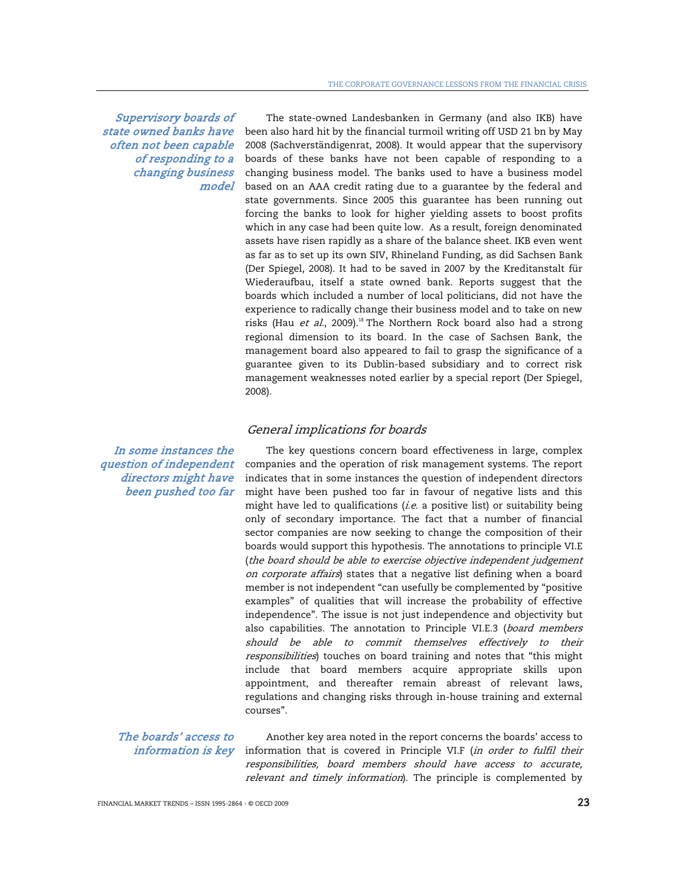*Supervisory boards of state owned banks have often not been capable of responding to a changing business model*

The state-owned Landesbanken in Germany (and also IKB) have been also hard hit by the financial turmoil writing off USD 21 bn by May 2008 (Sachverständigenrat, 2008). It would appear that the supervisory boards of these banks have not been capable of responding to a changing business model. The banks used to have a business model based on an AAA credit rating due to a guarantee by the federal and state governments. Since 2005 this guarantee has been running out forcing the banks to look for higher yielding assets to boost profits which in any case had been quite low. As a result, foreign denominated assets have risen rapidly as a share of the balance sheet. IKB even went as far as to set up its own SIV, Rhineland Funding, as did Sachsen Bank (Der Spiegel, 2008). It had to be saved in 2007 by the Kreditanstalt für Wiederaufbau, itself a state owned bank. Reports suggest that the boards which included a number of local politicians, did not have the experience to radically change their business model and to take on new risks (Hau *et al.*, 2009).[18] The Northern Rock board also had a strong regional dimension to its board. In the case of Sachsen Bank, the management board also appeared to fail to grasp the significance of a guarantee given to its Dublin-based subsidiary and to correct risk management weaknesses noted earlier by a special report (Der Spiegel, 2008).

### *General implications for boards*

*In some instances the question of independent directors might have been pushed too far*

The key questions concern board effectiveness in large, complex companies and the operation of risk management systems. The report indicates that in some instances the question of independent directors might have been pushed too far in favour of negative lists and this might have led to qualifications (*i.e.* a positive list) or suitability being only of secondary importance. The fact that a number of financial sector companies are now seeking to change the composition of their boards would support this hypothesis. The annotations to principle VI.E (*the board should be able to exercise objective independent judgement on corporate affairs*) states that a negative list defining when a board member is not independent "can usefully be complemented by "positive examples" of qualities that will increase the probability of effective independence". The issue is not just independence and objectivity but also capabilities. The annotation to Principle VI.E.3 (*board members should be able to commit themselves effectively to their responsibilities*) touches on board training and notes that "this might include that board members acquire appropriate skills upon appointment, and thereafter remain abreast of relevant laws, regulations and changing risks through in-house training and external courses".

*The boards' access to information is key*

Another key area noted in the report concerns the boards' access to information that is covered in Principle VI.F (*in order to fulfil their responsibilities, board members should have access to accurate, relevant and timely information*). The principle is complemented by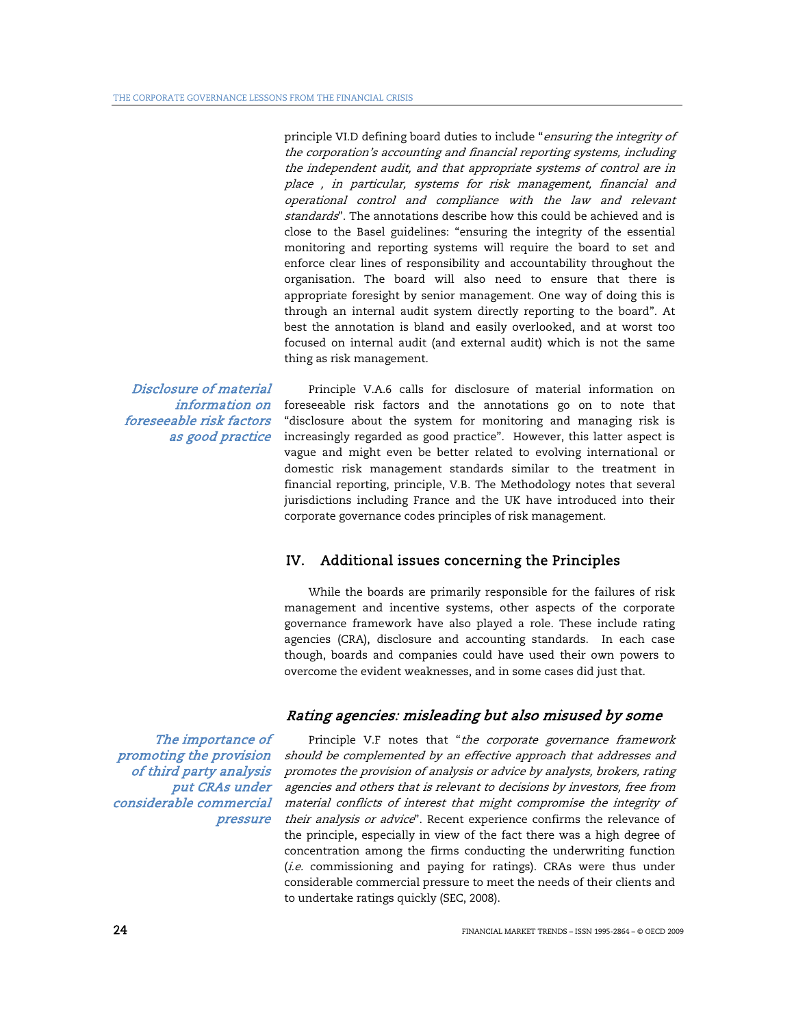principle VI.D defining board duties to include "*ensuring the integrity of the corporation's accounting and financial reporting systems, including the independent audit, and that appropriate systems of control are in place , in particular, systems for risk management, financial and operational control and compliance with the law and relevant standards*". The annotations describe how this could be achieved and is close to the Basel guidelines: "ensuring the integrity of the essential monitoring and reporting systems will require the board to set and enforce clear lines of responsibility and accountability throughout the organisation. The board will also need to ensure that there is appropriate foresight by senior management. One way of doing this is through an internal audit system directly reporting to the board". At best the annotation is bland and easily overlooked, and at worst too focused on internal audit (and external audit) which is not the same thing as risk management.

*Disclosure of material information on foreseeable risk factors as good practice*

Principle V.A.6 calls for disclosure of material information on foreseeable risk factors and the annotations go on to note that "disclosure about the system for monitoring and managing risk is increasingly regarded as good practice". However, this latter aspect is vague and might even be better related to evolving international or domestic risk management standards similar to the treatment in financial reporting, principle, V.B. The Methodology notes that several jurisdictions including France and the UK have introduced into their corporate governance codes principles of risk management.

## IV. Additional issues concerning the Principles

While the boards are primarily responsible for the failures of risk management and incentive systems, other aspects of the corporate governance framework have also played a role. These include rating agencies (CRA), disclosure and accounting standards. In each case though, boards and companies could have used their own powers to overcome the evident weaknesses, and in some cases did just that.

### *Rating agencies: misleading but also misused by some*

*The importance of promoting the provision of third party analysis put CRAs under considerable commercial pressure*

Principle V.F notes that "*the corporate governance framework should be complemented by an effective approach that addresses and promotes the provision of analysis or advice by analysts, brokers, rating agencies and others that is relevant to decisions by investors, free from material conflicts of interest that might compromise the integrity of their analysis or advice*". Recent experience confirms the relevance of the principle, especially in view of the fact there was a high degree of concentration among the firms conducting the underwriting function (*i.e.* commissioning and paying for ratings). CRAs were thus under considerable commercial pressure to meet the needs of their clients and to undertake ratings quickly (SEC, 2008).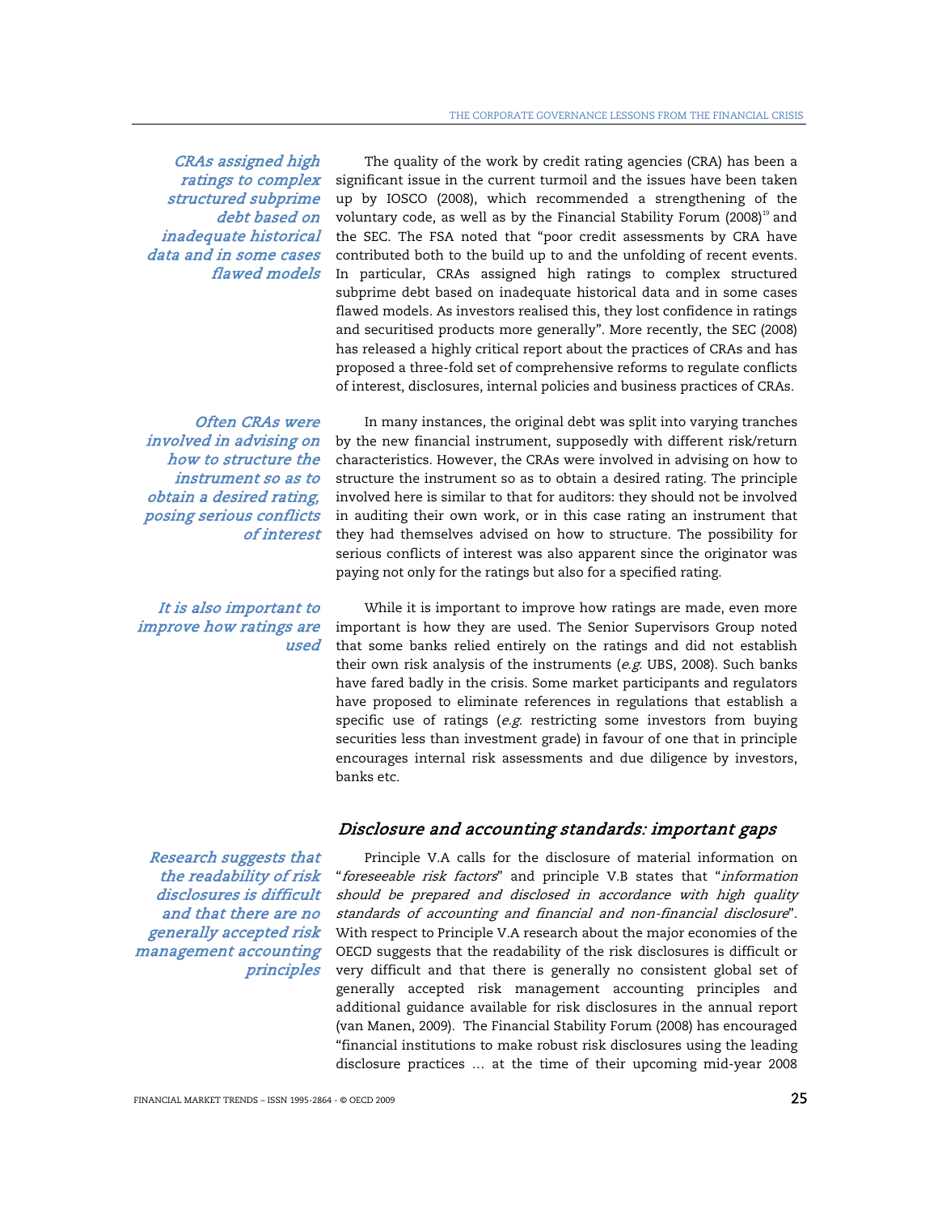*CRAs assigned high ratings to complex structured subprime debt based on inadequate historical data and in some cases flawed models*

The quality of the work by credit rating agencies (CRA) has been a significant issue in the current turmoil and the issues have been taken up by IOSCO (2008), which recommended a strengthening of the voluntary code, as well as by the Financial Stability Forum (2008)[19] and the SEC. The FSA noted that "poor credit assessments by CRA have contributed both to the build up to and the unfolding of recent events. In particular, CRAs assigned high ratings to complex structured subprime debt based on inadequate historical data and in some cases flawed models. As investors realised this, they lost confidence in ratings and securitised products more generally". More recently, the SEC (2008) has released a highly critical report about the practices of CRAs and has proposed a three-fold set of comprehensive reforms to regulate conflicts of interest, disclosures, internal policies and business practices of CRAs.

*Often CRAs were involved in advising on how to structure the instrument so as to obtain a desired rating, posing serious conflicts of interest*

In many instances, the original debt was split into varying tranches by the new financial instrument, supposedly with different risk/return characteristics. However, the CRAs were involved in advising on how to structure the instrument so as to obtain a desired rating. The principle involved here is similar to that for auditors: they should not be involved in auditing their own work, or in this case rating an instrument that they had themselves advised on how to structure. The possibility for serious conflicts of interest was also apparent since the originator was paying not only for the ratings but also for a specified rating.

*It is also important to improve how ratings are used*

While it is important to improve how ratings are made, even more important is how they are used. The Senior Supervisors Group noted that some banks relied entirely on the ratings and did not establish their own risk analysis of the instruments (*e.g.* UBS, 2008). Such banks have fared badly in the crisis. Some market participants and regulators have proposed to eliminate references in regulations that establish a specific use of ratings (*e.g.* restricting some investors from buying securities less than investment grade) in favour of one that in principle encourages internal risk assessments and due diligence by investors, banks etc.

## *Disclosure and accounting standards: important gaps*

*Research suggests that the readability of risk disclosures is difficult and that there are no generally accepted risk management accounting principles*

Principle V.A calls for the disclosure of material information on "*foreseeable risk factors*" and principle V.B states that "*information should be prepared and disclosed in accordance with high quality standards of accounting and financial and non-financial disclosure*". With respect to Principle V.A research about the major economies of the OECD suggests that the readability of the risk disclosures is difficult or very difficult and that there is generally no consistent global set of generally accepted risk management accounting principles and additional guidance available for risk disclosures in the annual report (van Manen, 2009). The Financial Stability Forum (2008) has encouraged "financial institutions to make robust risk disclosures using the leading disclosure practices … at the time of their upcoming mid-year 2008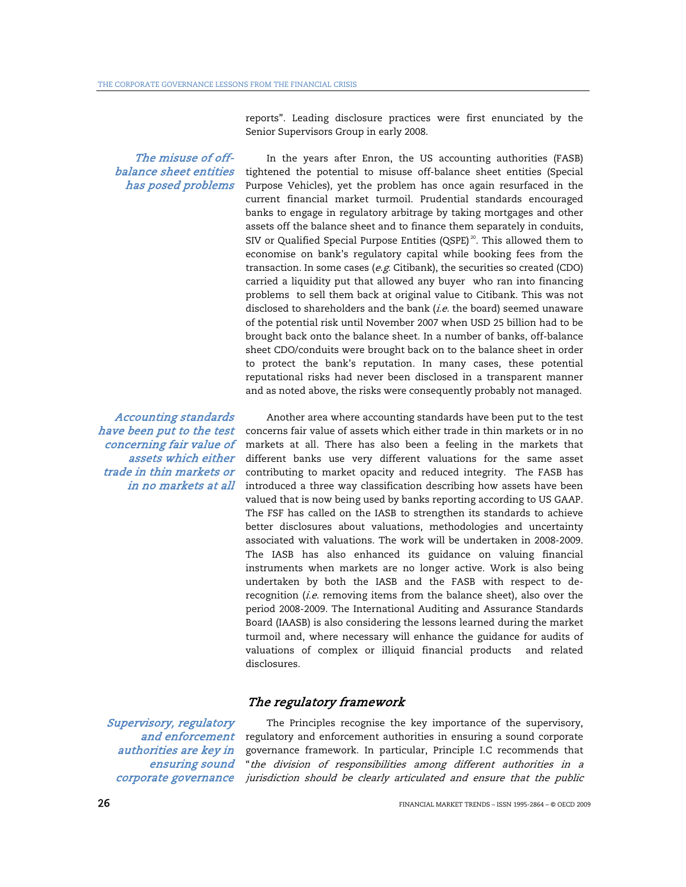reports". Leading disclosure practices were first enunciated by the Senior Supervisors Group in early 2008.

*The misuse of off-balance sheet entities has posed problems*

In the years after Enron, the US accounting authorities (FASB) tightened the potential to misuse off-balance sheet entities (Special Purpose Vehicles), yet the problem has once again resurfaced in the current financial market turmoil. Prudential standards encouraged banks to engage in regulatory arbitrage by taking mortgages and other assets off the balance sheet and to finance them separately in conduits, SIV or Qualified Special Purpose Entities (QSPE)[20]. This allowed them to economise on bank's regulatory capital while booking fees from the transaction. In some cases (*e.g.* Citibank), the securities so created (CDO) carried a liquidity put that allowed any buyer who ran into financing problems to sell them back at original value to Citibank. This was not disclosed to shareholders and the bank (*i.e.* the board) seemed unaware of the potential risk until November 2007 when USD 25 billion had to be brought back onto the balance sheet. In a number of banks, off-balance sheet CDO/conduits were brought back on to the balance sheet in order to protect the bank's reputation. In many cases, these potential reputational risks had never been disclosed in a transparent manner and as noted above, the risks were consequently probably not managed.

*Accounting standards have been put to the test concerning fair value of assets which either trade in thin markets or in no markets at all*

Another area where accounting standards have been put to the test concerns fair value of assets which either trade in thin markets or in no markets at all. There has also been a feeling in the markets that different banks use very different valuations for the same asset contributing to market opacity and reduced integrity. The FASB has introduced a three way classification describing how assets have been valued that is now being used by banks reporting according to US GAAP. The FSF has called on the IASB to strengthen its standards to achieve better disclosures about valuations, methodologies and uncertainty associated with valuations. The work will be undertaken in 2008-2009. The IASB has also enhanced its guidance on valuing financial instruments when markets are no longer active. Work is also being undertaken by both the IASB and the FASB with respect to de-recognition (*i.e.* removing items from the balance sheet), also over the period 2008-2009. The International Auditing and Assurance Standards Board (IAASB) is also considering the lessons learned during the market turmoil and, where necessary will enhance the guidance for audits of valuations of complex or illiquid financial products and related disclosures.

## *The regulatory framework*

*Supervisory, regulatory and enforcement authorities are key in ensuring sound corporate governance*

The Principles recognise the key importance of the supervisory, regulatory and enforcement authorities in ensuring a sound corporate governance framework. In particular, Principle I.C recommends that "*the division of responsibilities among different authorities in a jurisdiction should be clearly articulated and ensure that the public*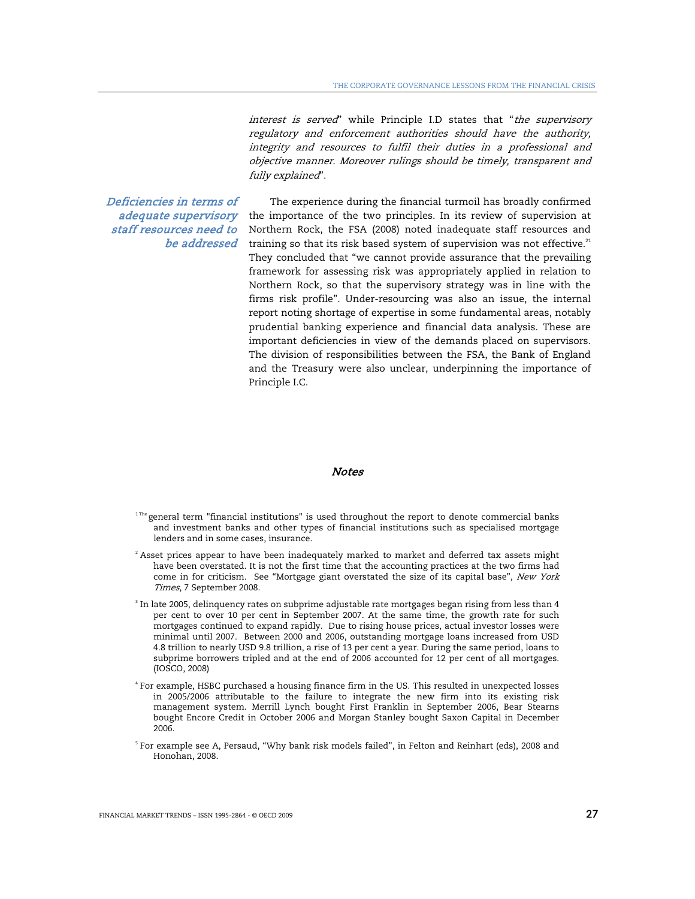*interest is served*" while Principle I.D states that "*the supervisory regulatory and enforcement authorities should have the authority, integrity and resources to fulfil their duties in a professional and objective manner. Moreover rulings should be timely, transparent and fully explained*".

***Deficiencies in terms of adequate supervisory staff resources need to be addressed***

The experience during the financial turmoil has broadly confirmed the importance of the two principles. In its review of supervision at Northern Rock, the FSA (2008) noted inadequate staff resources and training so that its risk based system of supervision was not effective.[21] They concluded that "we cannot provide assurance that the prevailing framework for assessing risk was appropriately applied in relation to Northern Rock, so that the supervisory strategy was in line with the firms risk profile". Under-resourcing was also an issue, the internal report noting shortage of expertise in some fundamental areas, notably prudential banking experience and financial data analysis. These are important deficiencies in view of the demands placed on supervisors. The division of responsibilities between the FSA, the Bank of England and the Treasury were also unclear, underpinning the importance of Principle I.C.

## *Notes*

[1] The general term "financial institutions" is used throughout the report to denote commercial banks and investment banks and other types of financial institutions such as specialised mortgage lenders and in some cases, insurance.

[2] Asset prices appear to have been inadequately marked to market and deferred tax assets might have been overstated. It is not the first time that the accounting practices at the two firms had come in for criticism. See "Mortgage giant overstated the size of its capital base", *New York Times*, 7 September 2008.

[3] In late 2005, delinquency rates on subprime adjustable rate mortgages began rising from less than 4 per cent to over 10 per cent in September 2007. At the same time, the growth rate for such mortgages continued to expand rapidly. Due to rising house prices, actual investor losses were minimal until 2007. Between 2000 and 2006, outstanding mortgage loans increased from USD 4.8 trillion to nearly USD 9.8 trillion, a rise of 13 per cent a year. During the same period, loans to subprime borrowers tripled and at the end of 2006 accounted for 12 per cent of all mortgages. (IOSCO, 2008)

[4] For example, HSBC purchased a housing finance firm in the US. This resulted in unexpected losses in 2005/2006 attributable to the failure to integrate the new firm into its existing risk management system. Merrill Lynch bought First Franklin in September 2006, Bear Stearns bought Encore Credit in October 2006 and Morgan Stanley bought Saxon Capital in December 2006.

[5] For example see A, Persaud, "Why bank risk models failed", in Felton and Reinhart (eds), 2008 and Honohan, 2008.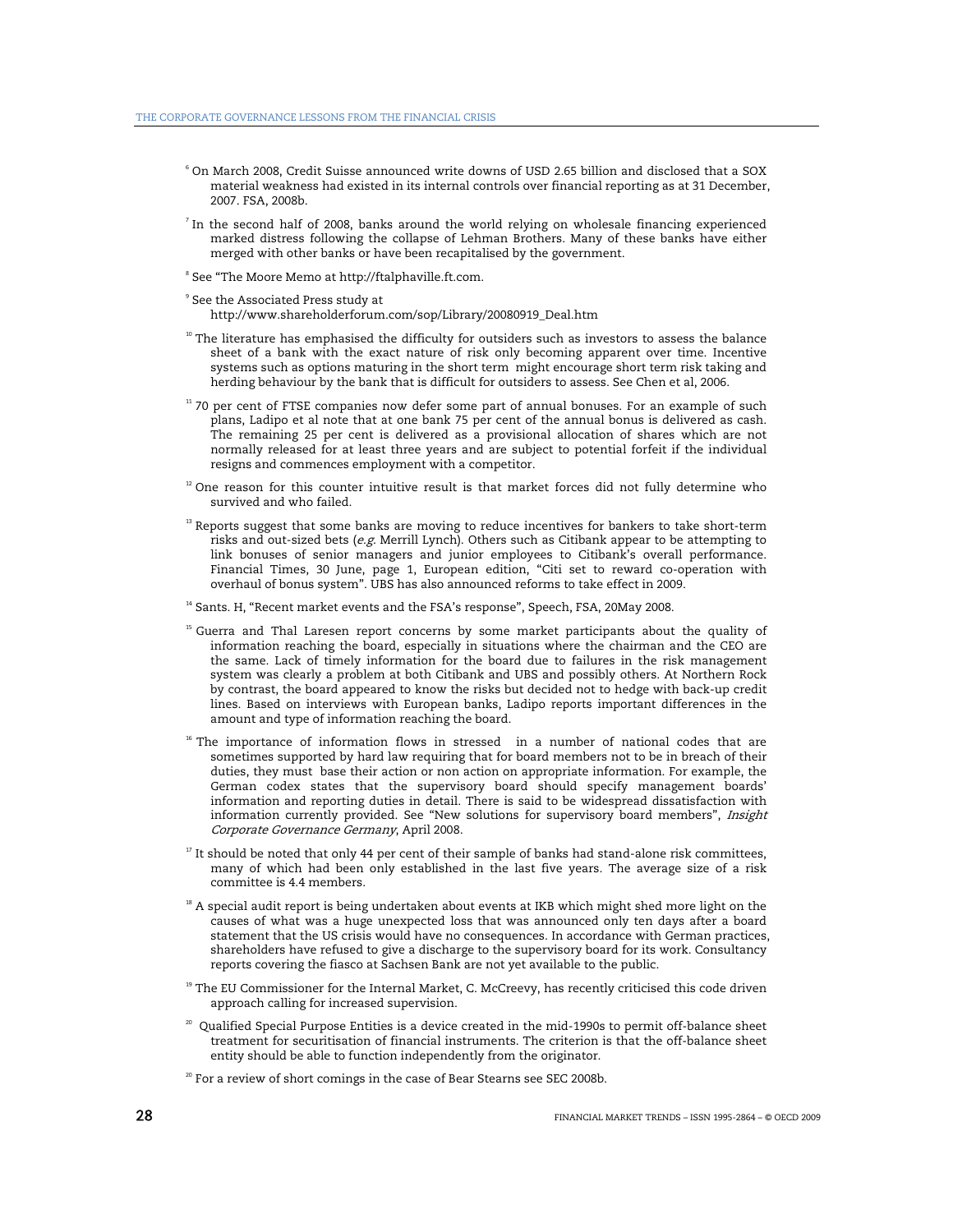[6] On March 2008, Credit Suisse announced write downs of USD 2.65 billion and disclosed that a SOX material weakness had existed in its internal controls over financial reporting as at 31 December, 2007. FSA, 2008b.

[7] In the second half of 2008, banks around the world relying on wholesale financing experienced marked distress following the collapse of Lehman Brothers. Many of these banks have either merged with other banks or have been recapitalised by the government.

[8] See "The Moore Memo at http://ftalphaville.ft.com.

[9] See the Associated Press study at http://www.shareholderforum.com/sop/Library/20080919_Deal.htm

[10] The literature has emphasised the difficulty for outsiders such as investors to assess the balance sheet of a bank with the exact nature of risk only becoming apparent over time. Incentive systems such as options maturing in the short term might encourage short term risk taking and herding behaviour by the bank that is difficult for outsiders to assess. See Chen et al, 2006.

[11] 70 per cent of FTSE companies now defer some part of annual bonuses. For an example of such plans, Ladipo et al note that at one bank 75 per cent of the annual bonus is delivered as cash. The remaining 25 per cent is delivered as a provisional allocation of shares which are not normally released for at least three years and are subject to potential forfeit if the individual resigns and commences employment with a competitor.

[12] One reason for this counter intuitive result is that market forces did not fully determine who survived and who failed.

[13] Reports suggest that some banks are moving to reduce incentives for bankers to take short-term risks and out-sized bets (*e.g.* Merrill Lynch). Others such as Citibank appear to be attempting to link bonuses of senior managers and junior employees to Citibank's overall performance. Financial Times, 30 June, page 1, European edition, "Citi set to reward co-operation with overhaul of bonus system". UBS has also announced reforms to take effect in 2009.

[14] Sants. H, "Recent market events and the FSA's response", Speech, FSA, 20May 2008.

[15] Guerra and Thal Laresen report concerns by some market participants about the quality of information reaching the board, especially in situations where the chairman and the CEO are the same. Lack of timely information for the board due to failures in the risk management system was clearly a problem at both Citibank and UBS and possibly others. At Northern Rock by contrast, the board appeared to know the risks but decided not to hedge with back-up credit lines. Based on interviews with European banks, Ladipo reports important differences in the amount and type of information reaching the board.

[16] The importance of information flows in stressed in a number of national codes that are sometimes supported by hard law requiring that for board members not to be in breach of their duties, they must base their action or non action on appropriate information. For example, the German codex states that the supervisory board should specify management boards' information and reporting duties in detail. There is said to be widespread dissatisfaction with information currently provided. See "New solutions for supervisory board members", *Insight Corporate Governance Germany*, April 2008.

[17] It should be noted that only 44 per cent of their sample of banks had stand-alone risk committees, many of which had been only established in the last five years. The average size of a risk committee is 4.4 members.

[18] A special audit report is being undertaken about events at IKB which might shed more light on the causes of what was a huge unexpected loss that was announced only ten days after a board statement that the US crisis would have no consequences. In accordance with German practices, shareholders have refused to give a discharge to the supervisory board for its work. Consultancy reports covering the fiasco at Sachsen Bank are not yet available to the public.

[19] The EU Commissioner for the Internal Market, C. McCreevy, has recently criticised this code driven approach calling for increased supervision.

[20] Qualified Special Purpose Entities is a device created in the mid-1990s to permit off-balance sheet treatment for securitisation of financial instruments. The criterion is that the off-balance sheet entity should be able to function independently from the originator.

[20] For a review of short comings in the case of Bear Stearns see SEC 2008b.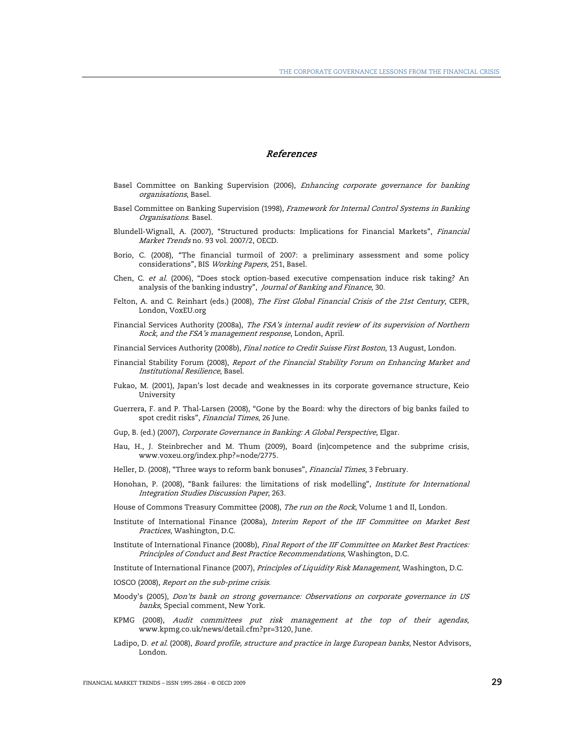## *References*

Basel Committee on Banking Supervision (2006), *Enhancing corporate governance for banking organisations*, Basel.

Basel Committee on Banking Supervision (1998), *Framework for Internal Control Systems in Banking Organisations*. Basel.

Blundell-Wignall, A. (2007), "Structured products: Implications for Financial Markets", *Financial Market Trends* no. 93 vol. 2007/2, OECD.

Borio, C. (2008), "The financial turmoil of 2007: a preliminary assessment and some policy considerations", BIS *Working Papers*, 251, Basel.

Chen, C. *et al.* (2006), "Does stock option-based executive compensation induce risk taking? An analysis of the banking industry", *Journal of Banking and Finance*, 30.

Felton, A. and C. Reinhart (eds.) (2008), *The First Global Financial Crisis of the 21st Century*, CEPR, London, VoxEU.org

Financial Services Authority (2008a), *The FSA's internal audit review of its supervision of Northern Rock, and the FSA's management response*, London, April.

Financial Services Authority (2008b), *Final notice to Credit Suisse First Boston*, 13 August, London.

Financial Stability Forum (2008), *Report of the Financial Stability Forum on Enhancing Market and Institutional Resilience*, Basel.

Fukao, M. (2001), Japan's lost decade and weaknesses in its corporate governance structure, Keio University

Guerrera, F. and P. Thal-Larsen (2008), "Gone by the Board: why the directors of big banks failed to spot credit risks", *Financial Times*, 26 June.

Gup, B. (ed.) (2007), *Corporate Governance in Banking: A Global Perspective*, Elgar.

Hau, H., J. Steinbrecher and M. Thum (2009), Board (in)competence and the subprime crisis, www.voxeu.org/index.php?=node/2775.

Heller, D. (2008), "Three ways to reform bank bonuses", *Financial Times*, 3 February.

Honohan, P. (2008), "Bank failures: the limitations of risk modelling", *Institute for International Integration Studies Discussion Paper*, 263.

House of Commons Treasury Committee (2008), *The run on the Rock*, Volume 1 and II, London.

Institute of International Finance (2008a), *Interim Report of the IIF Committee on Market Best Practices*, Washington, D.C.

Institute of International Finance (2008b), *Final Report of the IIF Committee on Market Best Practices: Principles of Conduct and Best Practice Recommendations*, Washington, D.C.

Institute of International Finance (2007), *Principles of Liquidity Risk Management*, Washington, D.C.

IOSCO (2008), *Report on the sub-prime crisis*.

Moody's (2005), *Don'ts bank on strong governance: Observations on corporate governance in US banks*, Special comment, New York.

KPMG (2008), *Audit committees put risk management at the top of their agendas*, www.kpmg.co.uk/news/detail.cfm?pr=3120, June.

Ladipo, D. *et al.* (2008), *Board profile, structure and practice in large European banks*, Nestor Advisors, London.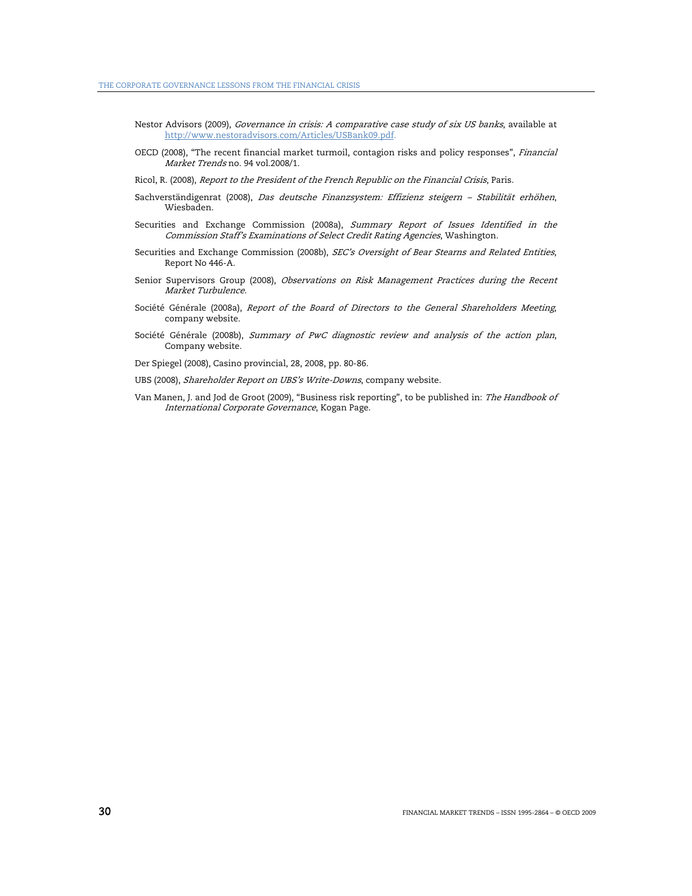Nestor Advisors (2009), *Governance in crisis: A comparative case study of six US banks*, available at http://www.nestoradvisors.com/Articles/USBank09.pdf.

OECD (2008), "The recent financial market turmoil, contagion risks and policy responses", *Financial Market Trends* no. 94 vol.2008/1.

Ricol, R. (2008), *Report to the President of the French Republic on the Financial Crisis*, Paris.

Sachverständigenrat (2008), *Das deutsche Finanzsystem: Effizienz steigern – Stabilität erhöhen*, Wiesbaden.

Securities and Exchange Commission (2008a), *Summary Report of Issues Identified in the Commission Staff's Examinations of Select Credit Rating Agencies*, Washington.

Securities and Exchange Commission (2008b), *SEC's Oversight of Bear Stearns and Related Entities*, Report No 446-A.

Senior Supervisors Group (2008), *Observations on Risk Management Practices during the Recent Market Turbulence*.

Société Générale (2008a), *Report of the Board of Directors to the General Shareholders Meeting*, company website.

Société Générale (2008b), *Summary of PwC diagnostic review and analysis of the action plan*, Company website.

Der Spiegel (2008), Casino provincial, 28, 2008, pp. 80-86.

UBS (2008), *Shareholder Report on UBS's Write-Downs*, company website.

Van Manen, J. and Jod de Groot (2009), "Business risk reporting", to be published in: *The Handbook of International Corporate Governance*, Kogan Page.